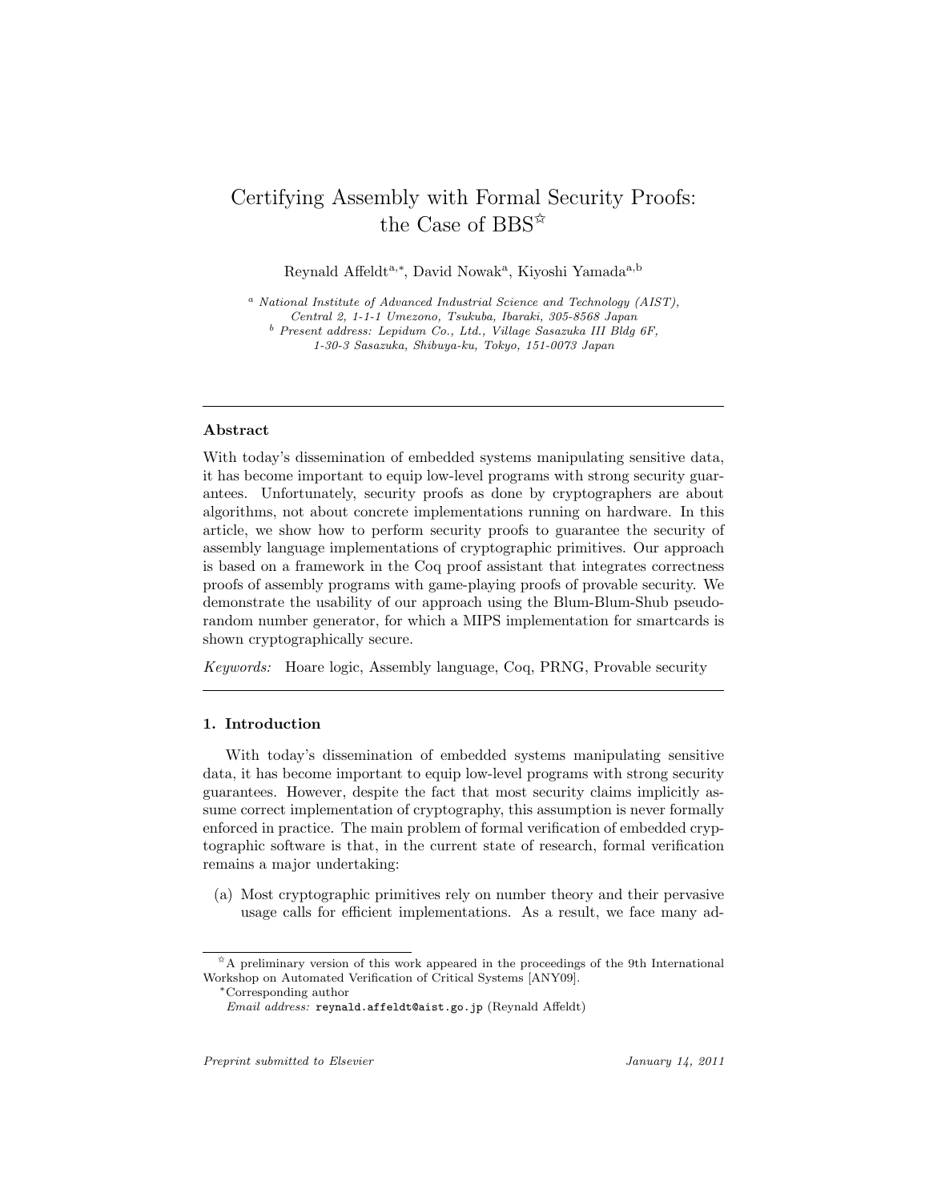# Certifying Assembly with Formal Security Proofs: the Case of BBS[☆]

Reynald Affeldt[a,*], David Nowak[a], Kiyoshi Yamada[a,b]

[a] *National Institute of Advanced Industrial Science and Technology (AIST), Central 2, 1-1-1 Umezono, Tsukuba, Ibaraki, 305-8568 Japan*
[b] *Present address: Lepidum Co., Ltd., Village Sasazuka III Bldg 6F, 1-30-3 Sasazuka, Shibuya-ku, Tokyo, 151-0073 Japan*

---

### Abstract

With today's dissemination of embedded systems manipulating sensitive data, it has become important to equip low-level programs with strong security guarantees. Unfortunately, security proofs as done by cryptographers are about algorithms, not about concrete implementations running on hardware. In this article, we show how to perform security proofs to guarantee the security of assembly language implementations of cryptographic primitives. Our approach is based on a framework in the Coq proof assistant that integrates correctness proofs of assembly programs with game-playing proofs of provable security. We demonstrate the usability of our approach using the Blum-Blum-Shub pseudorandom number generator, for which a MIPS implementation for smartcards is shown cryptographically secure.

*Keywords:* Hoare logic, Assembly language, Coq, PRNG, Provable security

---

### 1. Introduction

With today's dissemination of embedded systems manipulating sensitive data, it has become important to equip low-level programs with strong security guarantees. However, despite the fact that most security claims implicitly assume correct implementation of cryptography, this assumption is never formally enforced in practice. The main problem of formal verification of embedded cryptographic software is that, in the current state of research, formal verification remains a major undertaking:

(a) Most cryptographic primitives rely on number theory and their pervasive usage calls for efficient implementations. As a result, we face many ad-

---

[☆] A preliminary version of this work appeared in the proceedings of the 9th International Workshop on Automated Verification of Critical Systems [ANY09].

[*] Corresponding author

*Email address:* reynald.affeldt@aist.go.jp (Reynald Affeldt)

*Preprint submitted to Elsevier* *January 14, 2011*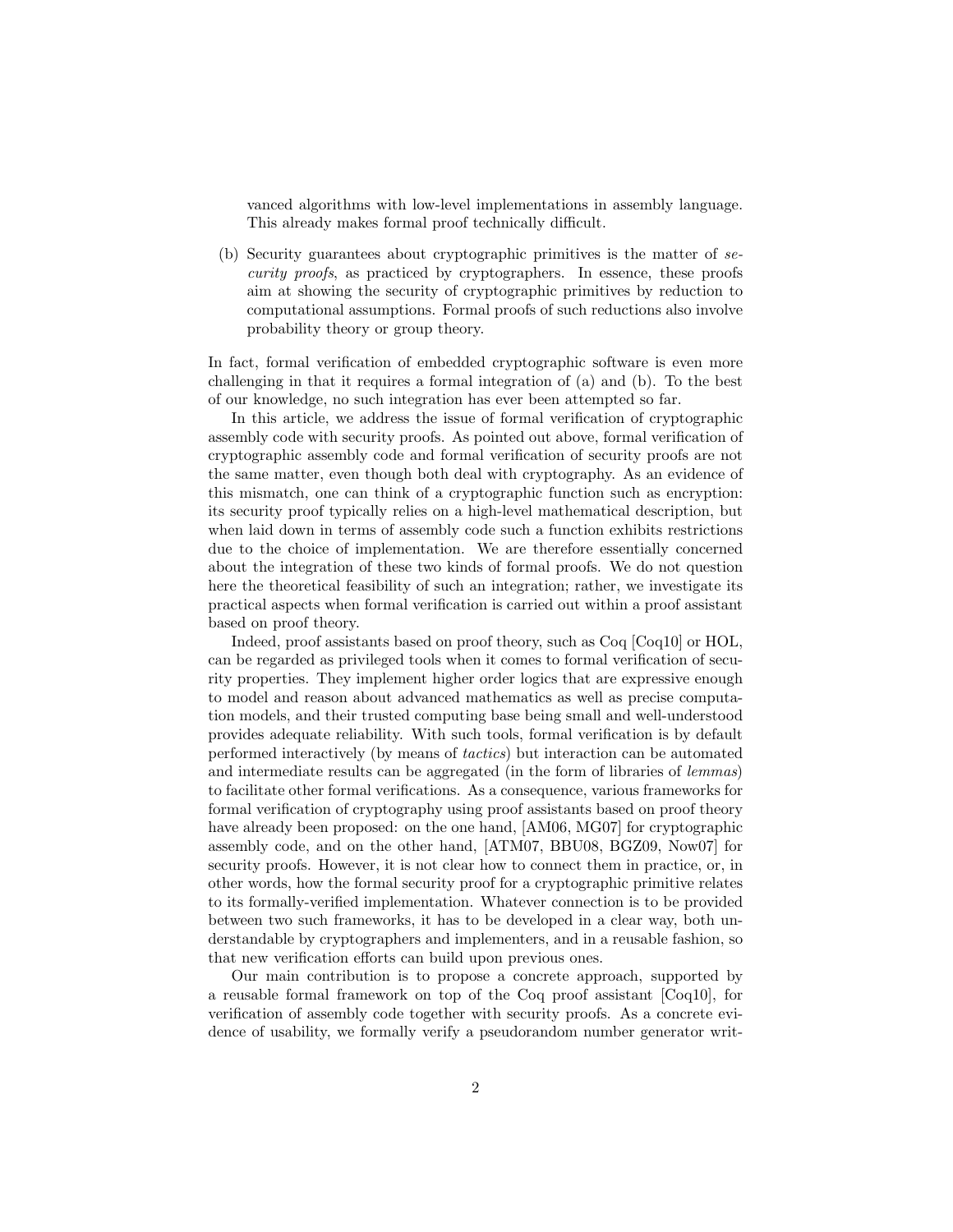vanced algorithms with low-level implementations in assembly language. This already makes formal proof technically difficult.

(b) Security guarantees about cryptographic primitives is the matter of *security proofs*, as practiced by cryptographers. In essence, these proofs aim at showing the security of cryptographic primitives by reduction to computational assumptions. Formal proofs of such reductions also involve probability theory or group theory.

In fact, formal verification of embedded cryptographic software is even more challenging in that it requires a formal integration of (a) and (b). To the best of our knowledge, no such integration has ever been attempted so far.

In this article, we address the issue of formal verification of cryptographic assembly code with security proofs. As pointed out above, formal verification of cryptographic assembly code and formal verification of security proofs are not the same matter, even though both deal with cryptography. As an evidence of this mismatch, one can think of a cryptographic function such as encryption: its security proof typically relies on a high-level mathematical description, but when laid down in terms of assembly code such a function exhibits restrictions due to the choice of implementation. We are therefore essentially concerned about the integration of these two kinds of formal proofs. We do not question here the theoretical feasibility of such an integration; rather, we investigate its practical aspects when formal verification is carried out within a proof assistant based on proof theory.

Indeed, proof assistants based on proof theory, such as Coq [Coq10] or HOL, can be regarded as privileged tools when it comes to formal verification of security properties. They implement higher order logics that are expressive enough to model and reason about advanced mathematics as well as precise computation models, and their trusted computing base being small and well-understood provides adequate reliability. With such tools, formal verification is by default performed interactively (by means of *tactics*) but interaction can be automated and intermediate results can be aggregated (in the form of libraries of *lemmas*) to facilitate other formal verifications. As a consequence, various frameworks for formal verification of cryptography using proof assistants based on proof theory have already been proposed: on the one hand, [AM06, MG07] for cryptographic assembly code, and on the other hand, [ATM07, BBU08, BGZ09, Now07] for security proofs. However, it is not clear how to connect them in practice, or, in other words, how the formal security proof for a cryptographic primitive relates to its formally-verified implementation. Whatever connection is to be provided between two such frameworks, it has to be developed in a clear way, both understandable by cryptographers and implementers, and in a reusable fashion, so that new verification efforts can build upon previous ones.

Our main contribution is to propose a concrete approach, supported by a reusable formal framework on top of the Coq proof assistant [Coq10], for verification of assembly code together with security proofs. As a concrete evidence of usability, we formally verify a pseudorandom number generator writ-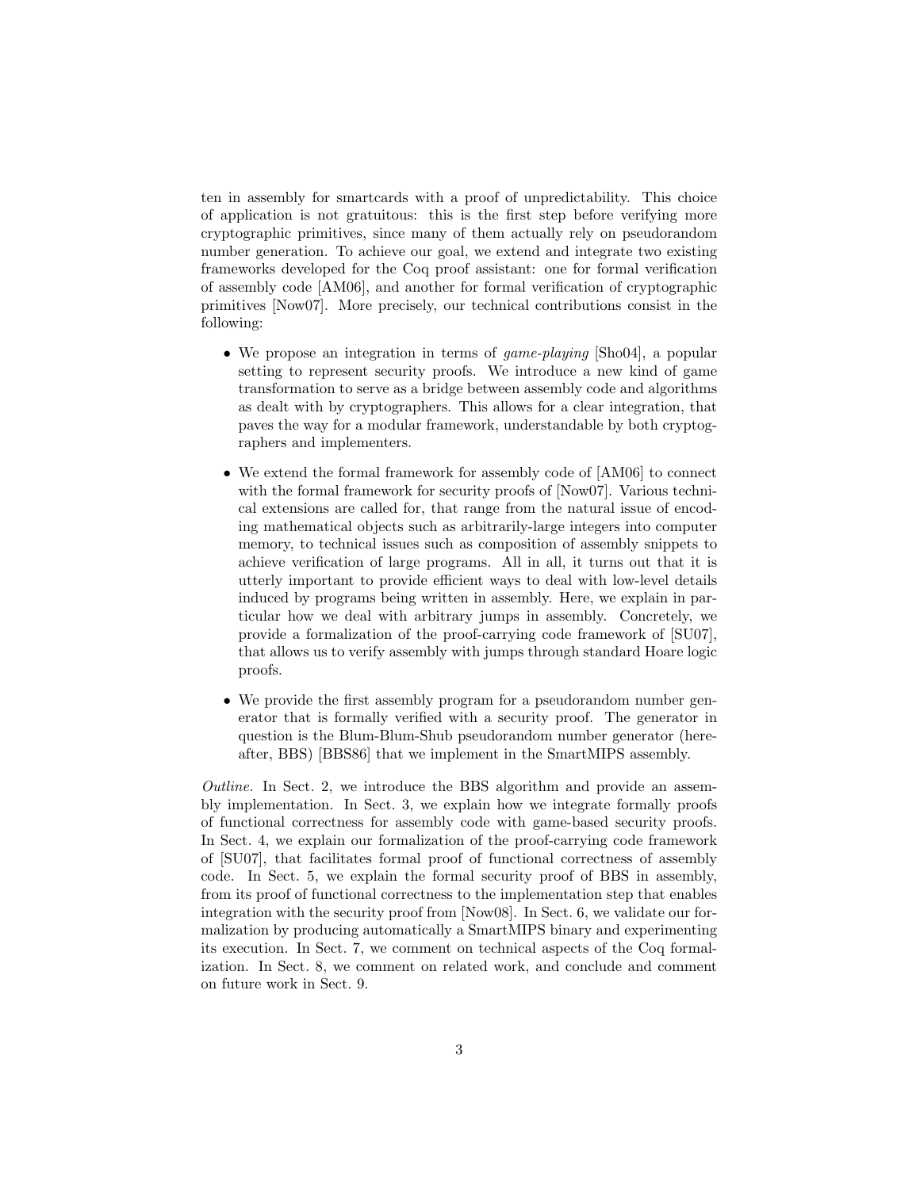ten in assembly for smartcards with a proof of unpredictability. This choice of application is not gratuitous: this is the first step before verifying more cryptographic primitives, since many of them actually rely on pseudorandom number generation. To achieve our goal, we extend and integrate two existing frameworks developed for the Coq proof assistant: one for formal verification of assembly code [AM06], and another for formal verification of cryptographic primitives [Now07]. More precisely, our technical contributions consist in the following:

- We propose an integration in terms of *game-playing* [Sho04], a popular setting to represent security proofs. We introduce a new kind of game transformation to serve as a bridge between assembly code and algorithms as dealt with by cryptographers. This allows for a clear integration, that paves the way for a modular framework, understandable by both cryptographers and implementers.
- We extend the formal framework for assembly code of [AM06] to connect with the formal framework for security proofs of [Now07]. Various technical extensions are called for, that range from the natural issue of encoding mathematical objects such as arbitrarily-large integers into computer memory, to technical issues such as composition of assembly snippets to achieve verification of large programs. All in all, it turns out that it is utterly important to provide efficient ways to deal with low-level details induced by programs being written in assembly. Here, we explain in particular how we deal with arbitrary jumps in assembly. Concretely, we provide a formalization of the proof-carrying code framework of [SU07], that allows us to verify assembly with jumps through standard Hoare logic proofs.
- We provide the first assembly program for a pseudorandom number generator that is formally verified with a security proof. The generator in question is the Blum-Blum-Shub pseudorandom number generator (hereafter, BBS) [BBS86] that we implement in the SmartMIPS assembly.

*Outline.* In Sect. 2, we introduce the BBS algorithm and provide an assembly implementation. In Sect. 3, we explain how we integrate formally proofs of functional correctness for assembly code with game-based security proofs. In Sect. 4, we explain our formalization of the proof-carrying code framework of [SU07], that facilitates formal proof of functional correctness of assembly code. In Sect. 5, we explain the formal security proof of BBS in assembly, from its proof of functional correctness to the implementation step that enables integration with the security proof from [Now08]. In Sect. 6, we validate our formalization by producing automatically a SmartMIPS binary and experimenting its execution. In Sect. 7, we comment on technical aspects of the Coq formalization. In Sect. 8, we comment on related work, and conclude and comment on future work in Sect. 9.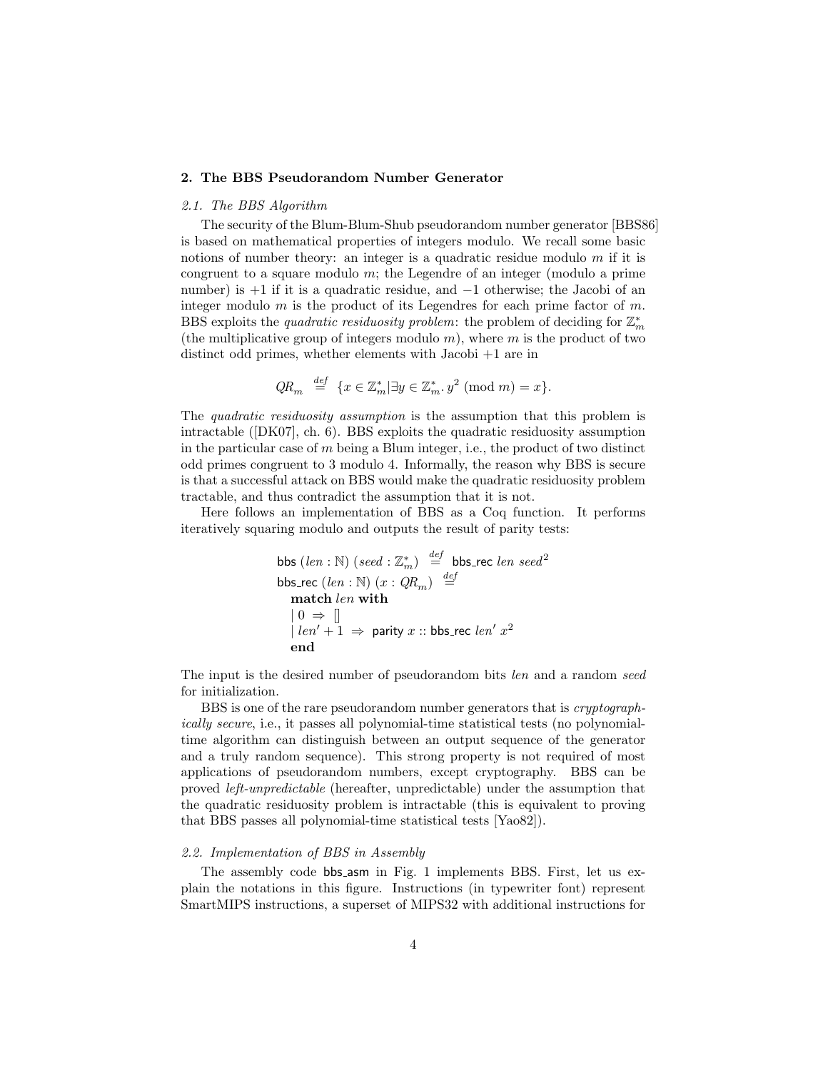## 2. The BBS Pseudorandom Number Generator

### *2.1. The BBS Algorithm*

The security of the Blum-Blum-Shub pseudorandom number generator [BBS86] is based on mathematical properties of integers modulo. We recall some basic notions of number theory: an integer is a quadratic residue modulo $m$ if it is congruent to a square modulo $m$; the Legendre of an integer (modulo a prime number) is $+1$ if it is a quadratic residue, and $-1$ otherwise; the Jacobi of an integer modulo $m$ is the product of its Legendres for each prime factor of $m$. BBS exploits the *quadratic residuosity problem*: the problem of deciding for $\mathbb{Z}_m^*$ (the multiplicative group of integers modulo $m$), where $m$ is the product of two distinct odd primes, whether elements with Jacobi $+1$ are in

$$QR_m \stackrel{def}{=} \{x \in \mathbb{Z}_m^* | \exists y \in \mathbb{Z}_m^*.\, y^2 \pmod{m} = x\}.$$

The *quadratic residuosity assumption* is the assumption that this problem is intractable ([DK07], ch. 6). BBS exploits the quadratic residuosity assumption in the particular case of $m$ being a Blum integer, i.e., the product of two distinct odd primes congruent to 3 modulo 4. Informally, the reason why BBS is secure is that a successful attack on BBS would make the quadratic residuosity problem tractable, and thus contradict the assumption that it is not.

Here follows an implementation of BBS as a Coq function. It performs iteratively squaring modulo and outputs the result of parity tests:

$$
\begin{array}{l}
\mathsf{bbs}\ (len : \mathbb{N})\ (seed : \mathbb{Z}_m^*) \stackrel{def}{=} \mathsf{bbs\_rec}\ len\ seed^2 \\
\mathsf{bbs\_rec}\ (len : \mathbb{N})\ (x : QR_m) \stackrel{def}{=} \\
\quad \textbf{match}\ len\ \textbf{with} \\
\quad |\ 0 \Rightarrow [] \\
\quad |\ len' + 1 \Rightarrow \mathsf{parity}\ x :: \mathsf{bbs\_rec}\ len'\ x^2 \\
\quad \textbf{end}
\end{array}
$$

The input is the desired number of pseudorandom bits *len* and a random *seed* for initialization.

BBS is one of the rare pseudorandom number generators that is *cryptographically secure*, i.e., it passes all polynomial-time statistical tests (no polynomial-time algorithm can distinguish between an output sequence of the generator and a truly random sequence). This strong property is not required of most applications of pseudorandom numbers, except cryptography. BBS can be proved *left-unpredictable* (hereafter, unpredictable) under the assumption that the quadratic residuosity problem is intractable (this is equivalent to proving that BBS passes all polynomial-time statistical tests [Yao82]).

### *2.2. Implementation of BBS in Assembly*

The assembly code bbs_asm in Fig. 1 implements BBS. First, let us explain the notations in this figure. Instructions (in typewriter font) represent SmartMIPS instructions, a superset of MIPS32 with additional instructions for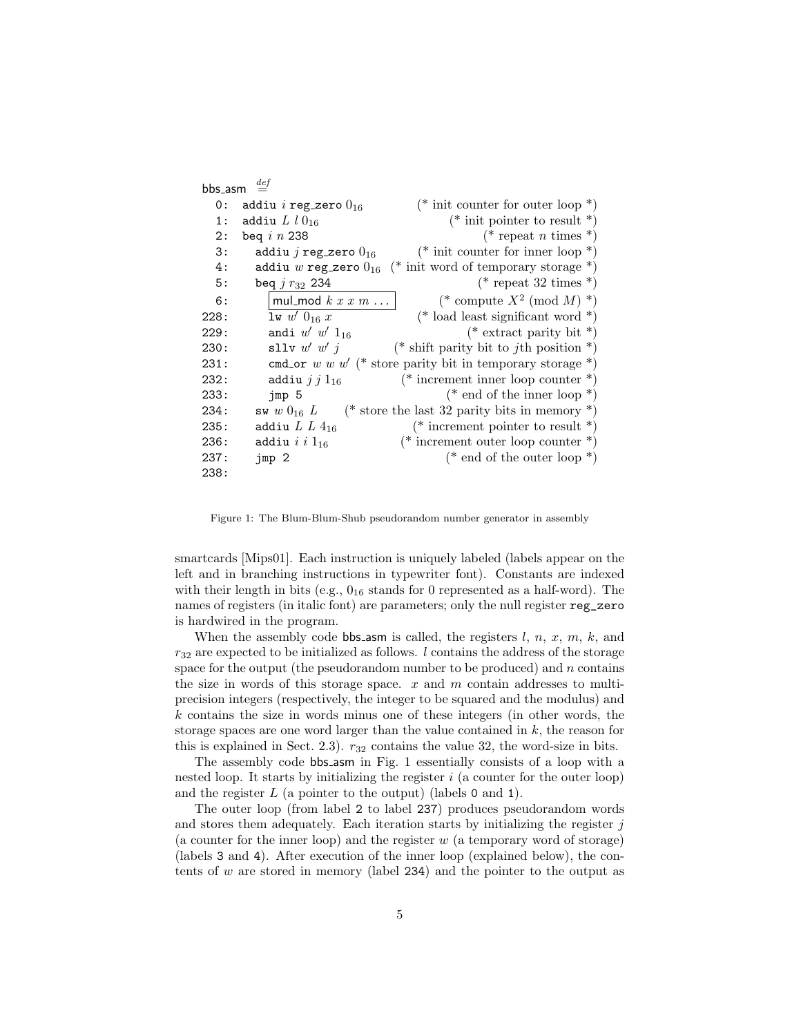bbs_asm $\stackrel{def}{=}$

```
  0:  addiu i reg_zero 0₁₆            (* init counter for outer loop *)
  1:  addiu L l 0₁₆                   (* init pointer to result *)
  2:  beq i n 238                     (* repeat n times *)
  3:    addiu j reg_zero 0₁₆          (* init counter for inner loop *)
  4:    addiu w reg_zero 0₁₆          (* init word of temporary storage *)
  5:    beq j r₃₂ 234                 (* repeat 32 times *)
  6:      [mul_mod k x x m ...]       (* compute X² (mod M) *)
228:      lw w' 0₁₆ x                 (* load least significant word *)
229:      andi w' w' 1₁₆              (* extract parity bit *)
230:      sllv w' w' j                (* shift parity bit to jth position *)
231:      cmd_or w w w'               (* store parity bit in temporary storage *)
232:      addiu j j 1₁₆               (* increment inner loop counter *)
233:      jmp 5                       (* end of the inner loop *)
234:    sw w 0₁₆ L                    (* store the last 32 parity bits in memory *)
235:    addiu L L 4₁₆                 (* increment pointer to result *)
236:    addiu i i 1₁₆                 (* increment outer loop counter *)
237:    jmp 2                         (* end of the outer loop *)
238:
```

Figure 1: The Blum-Blum-Shub pseudorandom number generator in assembly

smartcards [Mips01]. Each instruction is uniquely labeled (labels appear on the left and in branching instructions in typewriter font). Constants are indexed with their length in bits (e.g., $0_{16}$ stands for 0 represented as a half-word). The names of registers (in italic font) are parameters; only the null register `reg_zero` is hardwired in the program.

When the assembly code bbs_asm is called, the registers $l$, $n$, $x$, $m$, $k$, and $r_{32}$ are expected to be initialized as follows. $l$ contains the address of the storage space for the output (the pseudorandom number to be produced) and $n$ contains the size in words of this storage space. $x$ and $m$ contain addresses to multi-precision integers (respectively, the integer to be squared and the modulus) and $k$ contains the size in words minus one of these integers (in other words, the storage spaces are one word larger than the value contained in $k$, the reason for this is explained in Sect. 2.3). $r_{32}$ contains the value 32, the word-size in bits.

The assembly code bbs_asm in Fig. 1 essentially consists of a loop with a nested loop. It starts by initializing the register $i$ (a counter for the outer loop) and the register $L$ (a pointer to the output) (labels `0` and `1`).

The outer loop (from label `2` to label `237`) produces pseudorandom words and stores them adequately. Each iteration starts by initializing the register $j$ (a counter for the inner loop) and the register $w$ (a temporary word of storage) (labels `3` and `4`). After execution of the inner loop (explained below), the contents of $w$ are stored in memory (label `234`) and the pointer to the output as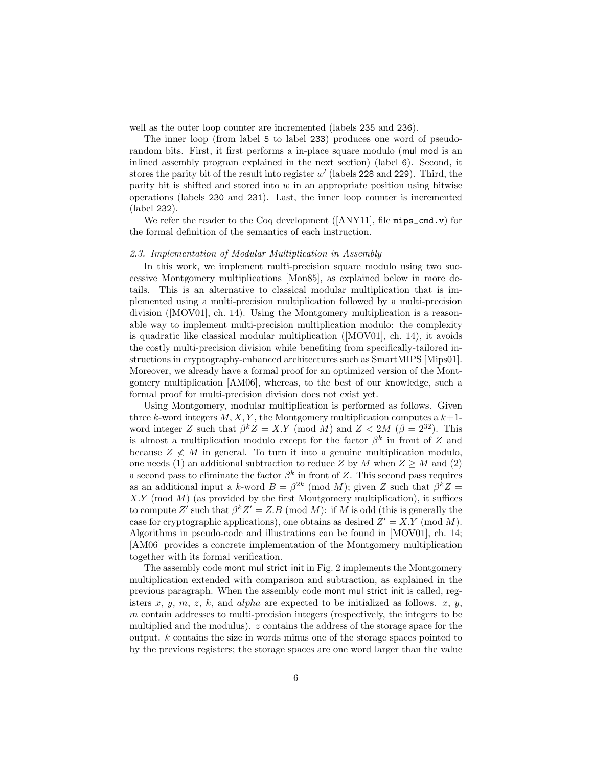well as the outer loop counter are incremented (labels 235 and 236).

The inner loop (from label 5 to label 233) produces one word of pseudo-random bits. First, it first performs a in-place square modulo (mul_mod is an inlined assembly program explained in the next section) (label 6). Second, it stores the parity bit of the result into register $w'$ (labels 228 and 229). Third, the parity bit is shifted and stored into $w$ in an appropriate position using bitwise operations (labels 230 and 231). Last, the inner loop counter is incremented (label 232).

We refer the reader to the Coq development ([ANY11], file `mips_cmd.v`) for the formal definition of the semantics of each instruction.

### *2.3. Implementation of Modular Multiplication in Assembly*

In this work, we implement multi-precision square modulo using two successive Montgomery multiplications [Mon85], as explained below in more details. This is an alternative to classical modular multiplication that is implemented using a multi-precision multiplication followed by a multi-precision division ([MOV01], ch. 14). Using the Montgomery multiplication is a reasonable way to implement multi-precision multiplication modulo: the complexity is quadratic like classical modular multiplication ([MOV01], ch. 14), it avoids the costly multi-precision division while benefiting from specifically-tailored instructions in cryptography-enhanced architectures such as SmartMIPS [Mips01]. Moreover, we already have a formal proof for an optimized version of the Montgomery multiplication [AM06], whereas, to the best of our knowledge, such a formal proof for multi-precision division does not exist yet.

Using Montgomery, modular multiplication is performed as follows. Given three $k$-word integers $M, X, Y$, the Montgomery multiplication computes a $k+1$-word integer $Z$ such that $\beta^k Z = X.Y \pmod{M}$ and $Z < 2M$ ($\beta = 2^{32}$). This is almost a multiplication modulo except for the factor $\beta^k$ in front of $Z$ and because $Z \not< M$ in general. To turn it into a genuine multiplication modulo, one needs (1) an additional subtraction to reduce $Z$ by $M$ when $Z \geq M$ and (2) a second pass to eliminate the factor $\beta^k$ in front of $Z$. This second pass requires as an additional input a $k$-word $B = \beta^{2k} \pmod{M}$; given $Z$ such that $\beta^k Z = X.Y \pmod{M}$ (as provided by the first Montgomery multiplication), it suffices to compute $Z'$ such that $\beta^k Z' = Z.B \pmod{M}$: if $M$ is odd (this is generally the case for cryptographic applications), one obtains as desired $Z' = X.Y \pmod{M}$. Algorithms in pseudo-code and illustrations can be found in [MOV01], ch. 14; [AM06] provides a concrete implementation of the Montgomery multiplication together with its formal verification.

The assembly code mont_mul_strict_init in Fig. 2 implements the Montgomery multiplication extended with comparison and subtraction, as explained in the previous paragraph. When the assembly code mont_mul_strict_init is called, registers $x$, $y$, $m$, $z$, $k$, and $alpha$ are expected to be initialized as follows. $x$, $y$, $m$ contain addresses to multi-precision integers (respectively, the integers to be multiplied and the modulus). $z$ contains the address of the storage space for the output. $k$ contains the size in words minus one of the storage spaces pointed to by the previous registers; the storage spaces are one word larger than the value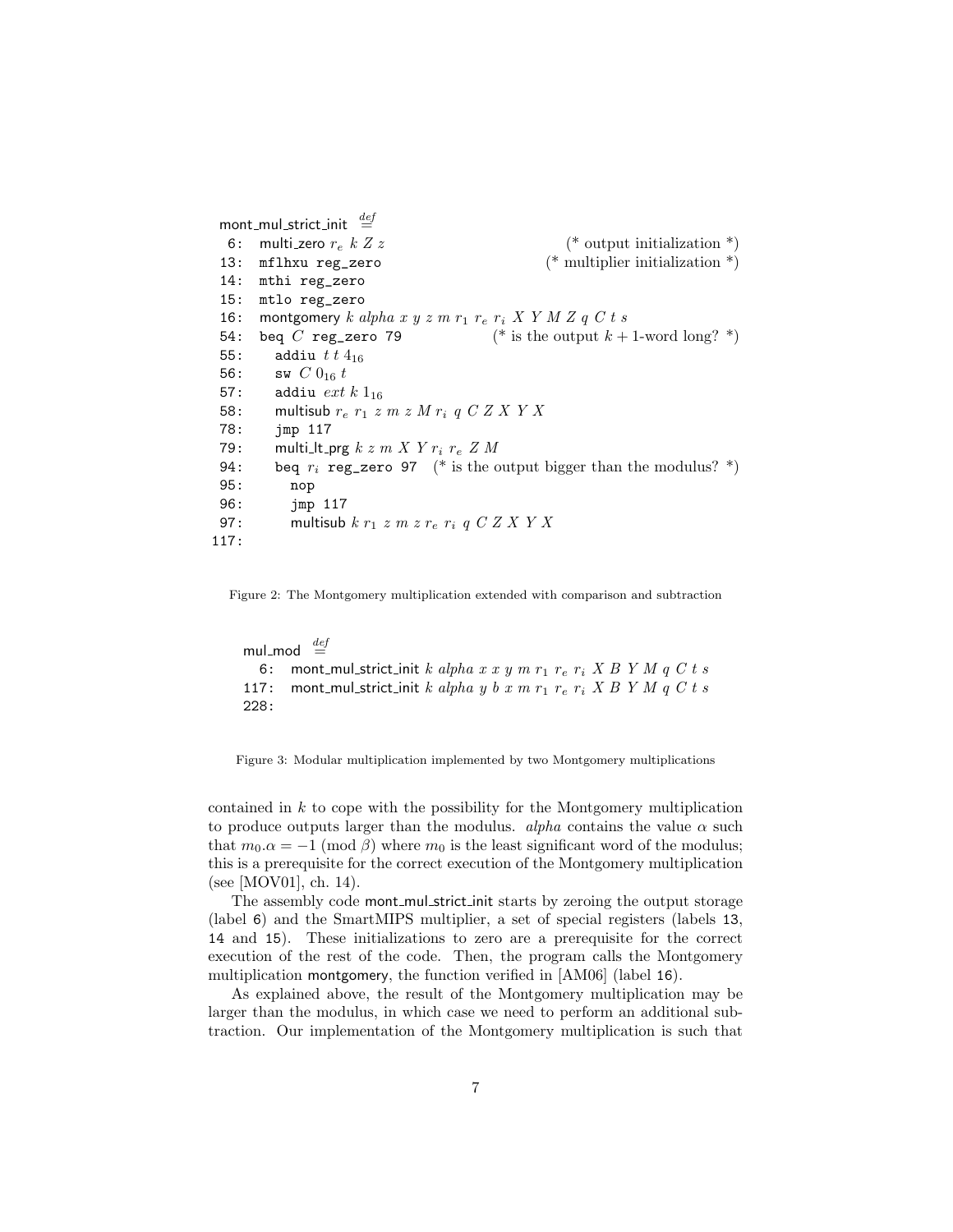mont_mul_strict_init $\stackrel{def}{=}$

```
 6:  multi_zero r_e k Z z                          (* output initialization *)
13:  mflhxu reg_zero                         (* multiplier initialization *)
14:  mthi reg_zero
15:  mtlo reg_zero
16:  montgomery k alpha x y z m r_1 r_e r_i X Y M Z q C t s
54:  beq C reg_zero 79               (* is the output k + 1-word long? *)
55:    addiu t t 4_16
56:    sw C 0_16 t
57:    addiu ext k 1_16
58:    multisub r_e r_1 z m z M r_i q C Z X Y X
78:    jmp 117
79:    multi_lt_prg k z m X Y r_i r_e Z M
94:    beq r_i reg_zero 97   (* is the output bigger than the modulus? *)
95:      nop
96:      jmp 117
97:      multisub k r_1 z m z r_e r_i q C Z X Y X
117:
```

Figure 2: The Montgomery multiplication extended with comparison and subtraction

mul_mod $\stackrel{def}{=}$

```
  6:  mont_mul_strict_init k alpha x x y m r_1 r_e r_i X B Y M q C t s
117:  mont_mul_strict_init k alpha y b x m r_1 r_e r_i X B Y M q C t s
228:
```

Figure 3: Modular multiplication implemented by two Montgomery multiplications

contained in $k$ to cope with the possibility for the Montgomery multiplication to produce outputs larger than the modulus. *alpha* contains the value $\alpha$ such that $m_0.\alpha = -1 \pmod{\beta}$ where $m_0$ is the least significant word of the modulus; this is a prerequisite for the correct execution of the Montgomery multiplication (see [MOV01], ch. 14).

The assembly code mont_mul_strict_init starts by zeroing the output storage (label 6) and the SmartMIPS multiplier, a set of special registers (labels 13, 14 and 15). These initializations to zero are a prerequisite for the correct execution of the rest of the code. Then, the program calls the Montgomery multiplication montgomery, the function verified in [AM06] (label 16).

As explained above, the result of the Montgomery multiplication may be larger than the modulus, in which case we need to perform an additional subtraction. Our implementation of the Montgomery multiplication is such that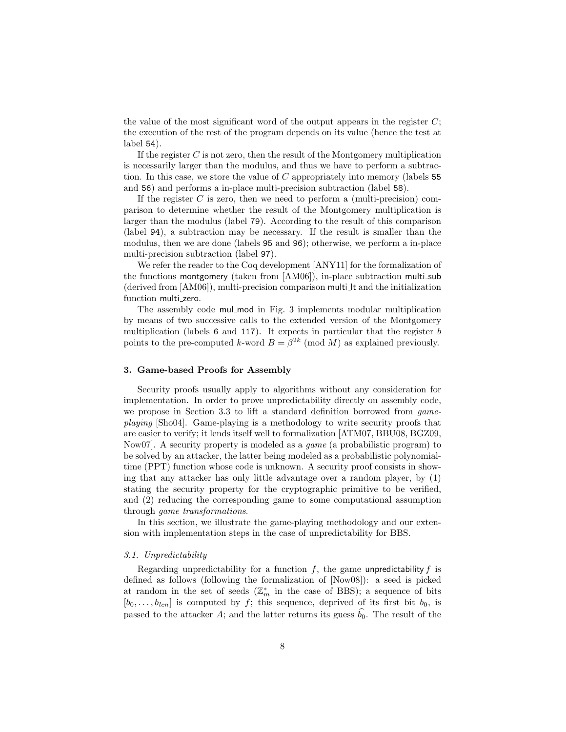the value of the most significant word of the output appears in the register $C$; the execution of the rest of the program depends on its value (hence the test at label 54).

If the register $C$ is not zero, then the result of the Montgomery multiplication is necessarily larger than the modulus, and thus we have to perform a subtraction. In this case, we store the value of $C$ appropriately into memory (labels 55 and 56) and performs a in-place multi-precision subtraction (label 58).

If the register $C$ is zero, then we need to perform a (multi-precision) comparison to determine whether the result of the Montgomery multiplication is larger than the modulus (label 79). According to the result of this comparison (label 94), a subtraction may be necessary. If the result is smaller than the modulus, then we are done (labels 95 and 96); otherwise, we perform a in-place multi-precision subtraction (label 97).

We refer the reader to the Coq development [ANY11] for the formalization of the functions montgomery (taken from [AM06]), in-place subtraction multi_sub (derived from [AM06]), multi-precision comparison multi_lt and the initialization function multi_zero.

The assembly code mul_mod in Fig. 3 implements modular multiplication by means of two successive calls to the extended version of the Montgomery multiplication (labels 6 and 117). It expects in particular that the register $b$ points to the pre-computed $k$-word $B = \beta^{2k} \pmod{M}$ as explained previously.

### 3. Game-based Proofs for Assembly

Security proofs usually apply to algorithms without any consideration for implementation. In order to prove unpredictability directly on assembly code, we propose in Section 3.3 to lift a standard definition borrowed from *game-playing* [Sho04]. Game-playing is a methodology to write security proofs that are easier to verify; it lends itself well to formalization [ATM07, BBU08, BGZ09, Now07]. A security property is modeled as a *game* (a probabilistic program) to be solved by an attacker, the latter being modeled as a probabilistic polynomial-time (PPT) function whose code is unknown. A security proof consists in showing that any attacker has only little advantage over a random player, by (1) stating the security property for the cryptographic primitive to be verified, and (2) reducing the corresponding game to some computational assumption through *game transformations*.

In this section, we illustrate the game-playing methodology and our extension with implementation steps in the case of unpredictability for BBS.

#### *3.1. Unpredictability*

Regarding unpredictability for a function $f$, the game unpredictability $f$ is defined as follows (following the formalization of [Now08]): a seed is picked at random in the set of seeds ($\mathbb{Z}_m^*$ in the case of BBS); a sequence of bits $[b_0, \ldots, b_{len}]$ is computed by $f$; this sequence, deprived of its first bit $b_0$, is passed to the attacker $A$; and the latter returns its guess $\widehat{b_0}$. The result of the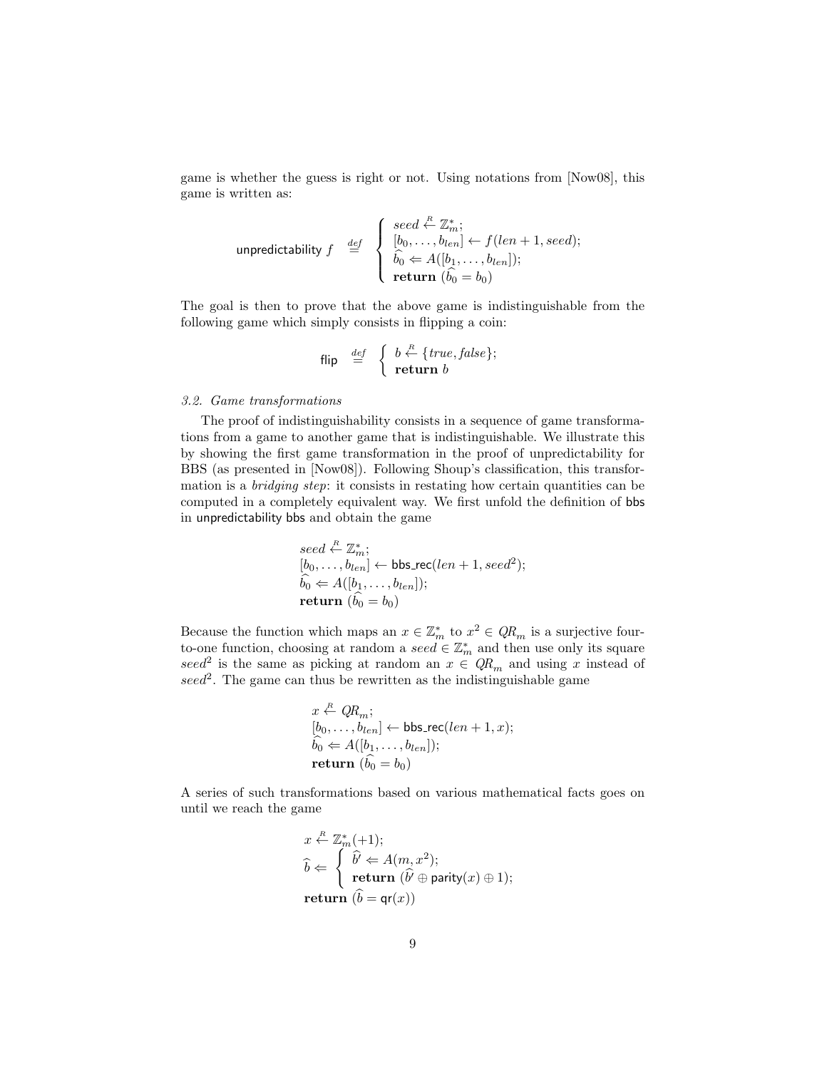game is whether the guess is right or not. Using notations from [Now08], this game is written as:

$$\mathsf{unpredictability}\ f \quad \stackrel{def}{=} \quad \left\{ \begin{array}{l} seed \stackrel{R}{\leftarrow} \mathbb{Z}_m^*; \\ [b_0, \ldots, b_{len}] \leftarrow f(len+1, seed); \\ \widehat{b_0} \Leftarrow A([b_1, \ldots, b_{len}]); \\ \textbf{return } (\widehat{b_0} = b_0) \end{array} \right.$$

The goal is then to prove that the above game is indistinguishable from the following game which simply consists in flipping a coin:

$$\mathsf{flip} \quad \stackrel{def}{=} \quad \left\{ \begin{array}{l} b \stackrel{R}{\leftarrow} \{true, false\}; \\ \textbf{return } b \end{array} \right.$$

*3.2. Game transformations*

The proof of indistinguishability consists in a sequence of game transformations from a game to another game that is indistinguishable. We illustrate this by showing the first game transformation in the proof of unpredictability for BBS (as presented in [Now08]). Following Shoup's classification, this transformation is a *bridging step*: it consists in restating how certain quantities can be computed in a completely equivalent way. We first unfold the definition of bbs in unpredictability bbs and obtain the game

$$\begin{array}{l} seed \stackrel{R}{\leftarrow} \mathbb{Z}_m^*; \\ [b_0, \ldots, b_{len}] \leftarrow \mathsf{bbs\_rec}(len+1, seed^2); \\ \widehat{b_0} \Leftarrow A([b_1, \ldots, b_{len}]); \\ \textbf{return } (\widehat{b_0} = b_0) \end{array}$$

Because the function which maps an $x \in \mathbb{Z}_m^*$ to $x^2 \in QR_m$ is a surjective four-to-one function, choosing at random a $seed \in \mathbb{Z}_m^*$ and then use only its square $seed^2$ is the same as picking at random an $x \in QR_m$ and using $x$ instead of $seed^2$. The game can thus be rewritten as the indistinguishable game

$$\begin{array}{l} x \stackrel{R}{\leftarrow} QR_m; \\ [b_0, \ldots, b_{len}] \leftarrow \mathsf{bbs\_rec}(len+1, x); \\ \widehat{b_0} \Leftarrow A([b_1, \ldots, b_{len}]); \\ \textbf{return } (\widehat{b_0} = b_0) \end{array}$$

A series of such transformations based on various mathematical facts goes on until we reach the game

$$\begin{array}{l} x \stackrel{R}{\leftarrow} \mathbb{Z}_m^*(+1); \\ \widehat{b} \Leftarrow \left\{ \begin{array}{l} \widehat{b'} \Leftarrow A(m, x^2); \\ \textbf{return } (\widehat{b'} \oplus \mathsf{parity}(x) \oplus 1); \end{array} \right. \\ \textbf{return } (\widehat{b} = \mathsf{qr}(x)) \end{array}$$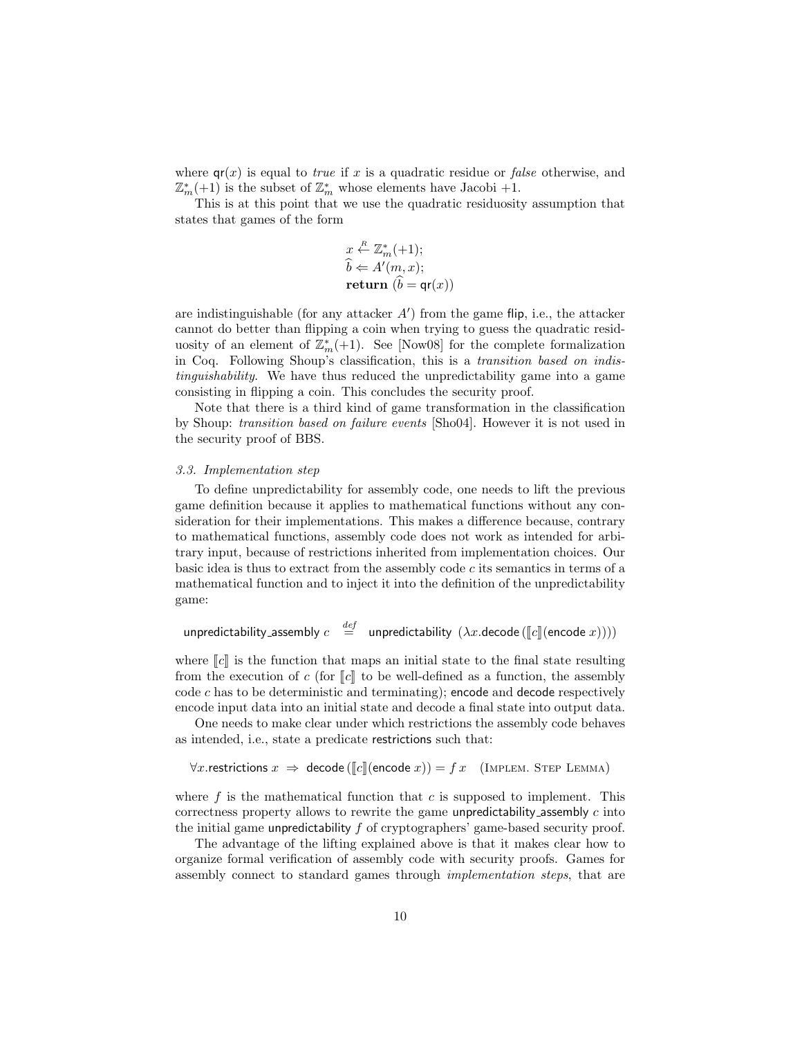where $\mathsf{qr}(x)$ is equal to *true* if $x$ is a quadratic residue or *false* otherwise, and $\mathbb{Z}_m^*(+1)$ is the subset of $\mathbb{Z}_m^*$ whose elements have Jacobi +1.

This is at this point that we use the quadratic residuosity assumption that states that games of the form

$$\begin{array}{l} x \stackrel{R}{\leftarrow} \mathbb{Z}_m^*(+1); \\ \widehat{b} \Leftarrow A'(m, x); \\ \mathbf{return}\ (\widehat{b} = \mathsf{qr}(x)) \end{array}$$

are indistinguishable (for any attacker $A'$) from the game $\mathsf{flip}$, i.e., the attacker cannot do better than flipping a coin when trying to guess the quadratic residuosity of an element of $\mathbb{Z}_m^*(+1)$. See [Now08] for the complete formalization in Coq. Following Shoup's classification, this is a *transition based on indistinguishability*. We have thus reduced the unpredictability game into a game consisting in flipping a coin. This concludes the security proof.

Note that there is a third kind of game transformation in the classification by Shoup: *transition based on failure events* [Sho04]. However it is not used in the security proof of BBS.

### *3.3. Implementation step*

To define unpredictability for assembly code, one needs to lift the previous game definition because it applies to mathematical functions without any consideration for their implementations. This makes a difference because, contrary to mathematical functions, assembly code does not work as intended for arbitrary input, because of restrictions inherited from implementation choices. Our basic idea is thus to extract from the assembly code $c$ its semantics in terms of a mathematical function and to inject it into the definition of the unpredictability game:

$$\mathsf{unpredictability\_assembly}\ c \stackrel{def}{=} \mathsf{unpredictability}\ (\lambda x.\mathsf{decode}\,(\llbracket c \rrbracket(\mathsf{encode}\ x)))$$

where $\llbracket c \rrbracket$ is the function that maps an initial state to the final state resulting from the execution of $c$ (for $\llbracket c \rrbracket$ to be well-defined as a function, the assembly code $c$ has to be deterministic and terminating); $\mathsf{encode}$ and $\mathsf{decode}$ respectively encode input data into an initial state and decode a final state into output data.

One needs to make clear under which restrictions the assembly code behaves as intended, i.e., state a predicate $\mathsf{restrictions}$ such that:

$$\forall x.\mathsf{restrictions}\ x \Rightarrow \mathsf{decode}\,(\llbracket c \rrbracket(\mathsf{encode}\ x)) = f\ x \quad \text{(IMPLEM. STEP LEMMA)}$$

where $f$ is the mathematical function that $c$ is supposed to implement. This correctness property allows to rewrite the game $\mathsf{unpredictability\_assembly}\ c$ into the initial game $\mathsf{unpredictability}\ f$ of cryptographers' game-based security proof.

The advantage of the lifting explained above is that it makes clear how to organize formal verification of assembly code with security proofs. Games for assembly connect to standard games through *implementation steps*, that are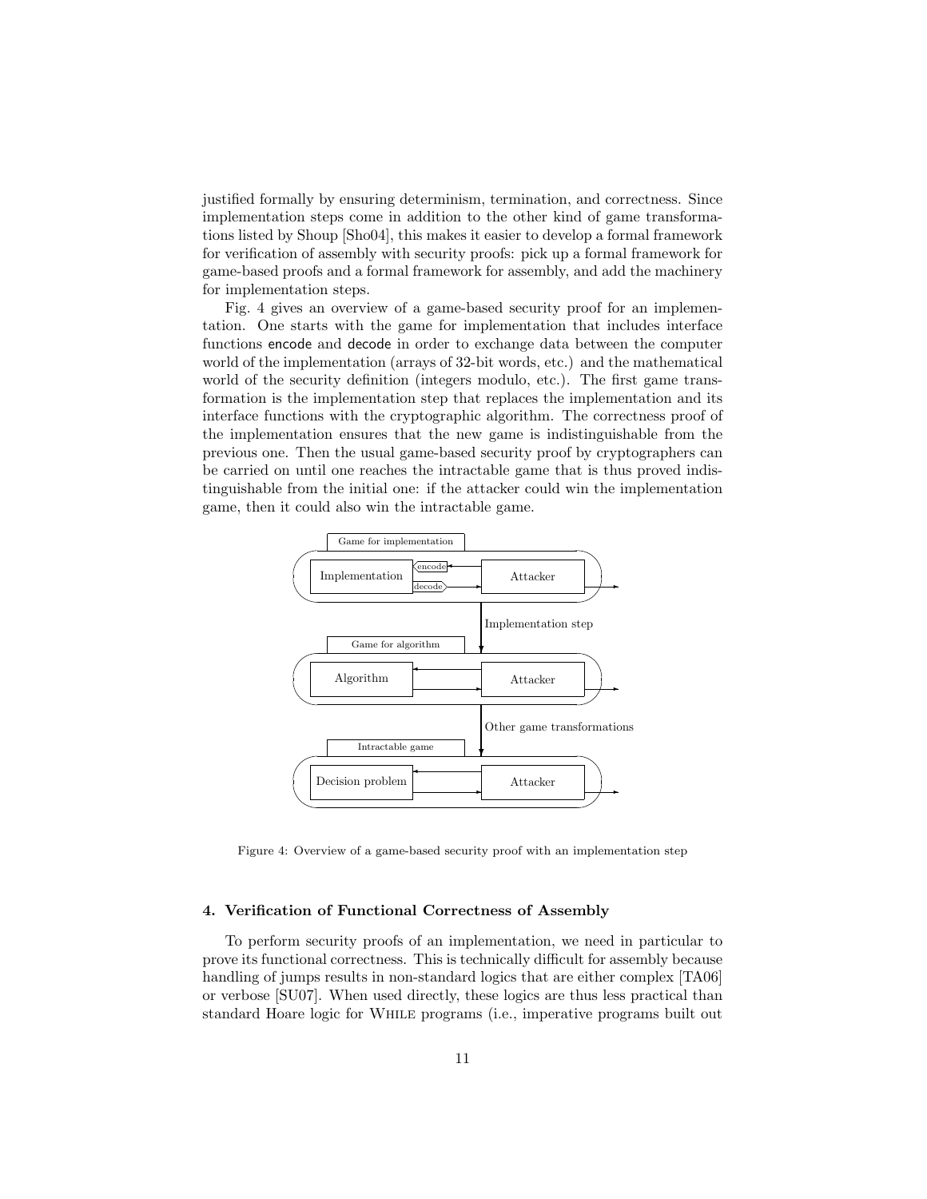justified formally by ensuring determinism, termination, and correctness. Since implementation steps come in addition to the other kind of game transformations listed by Shoup [Sho04], this makes it easier to develop a formal framework for verification of assembly with security proofs: pick up a formal framework for game-based proofs and a formal framework for assembly, and add the machinery for implementation steps.

Fig. 4 gives an overview of a game-based security proof for an implementation. One starts with the game for implementation that includes interface functions encode and decode in order to exchange data between the computer world of the implementation (arrays of 32-bit words, etc.) and the mathematical world of the security definition (integers modulo, etc.). The first game transformation is the implementation step that replaces the implementation and its interface functions with the cryptographic algorithm. The correctness proof of the implementation ensures that the new game is indistinguishable from the previous one. Then the usual game-based security proof by cryptographers can be carried on until one reaches the intractable game that is thus proved indistinguishable from the initial one: if the attacker could win the implementation game, then it could also win the intractable game.

Game for implementation

Implementation — encode / decode — Attacker

Implementation step

Game for algorithm

Algorithm — Attacker

Other game transformations

Intractable game

Decision problem — Attacker

Figure 4: Overview of a game-based security proof with an implementation step

#### 4. Verification of Functional Correctness of Assembly

To perform security proofs of an implementation, we need in particular to prove its functional correctness. This is technically difficult for assembly because handling of jumps results in non-standard logics that are either complex [TA06] or verbose [SU07]. When used directly, these logics are thus less practical than standard Hoare logic for While programs (i.e., imperative programs built out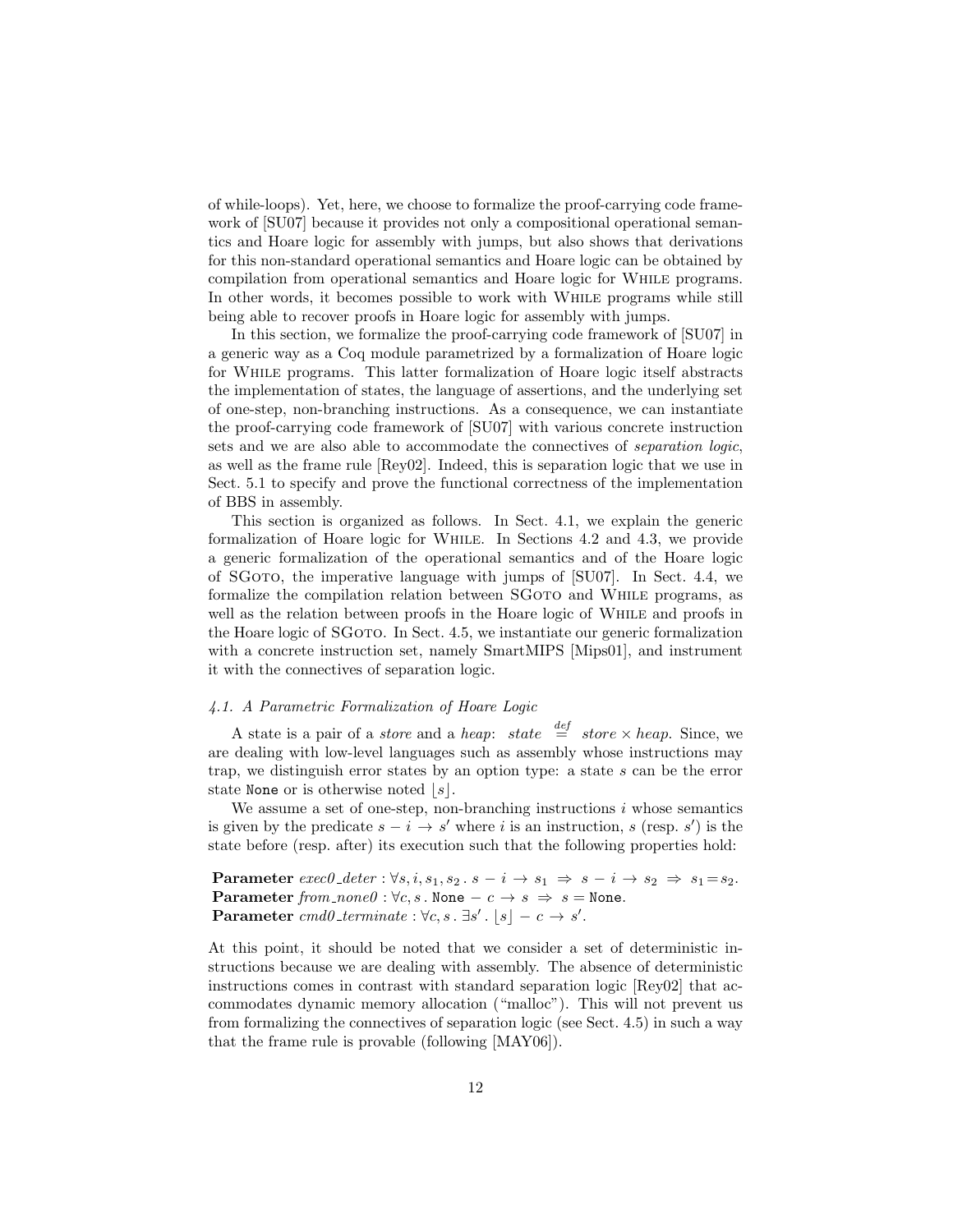of while-loops). Yet, here, we choose to formalize the proof-carrying code framework of [SU07] because it provides not only a compositional operational semantics and Hoare logic for assembly with jumps, but also shows that derivations for this non-standard operational semantics and Hoare logic can be obtained by compilation from operational semantics and Hoare logic for While programs. In other words, it becomes possible to work with While programs while still being able to recover proofs in Hoare logic for assembly with jumps.

In this section, we formalize the proof-carrying code framework of [SU07] in a generic way as a Coq module parametrized by a formalization of Hoare logic for While programs. This latter formalization of Hoare logic itself abstracts the implementation of states, the language of assertions, and the underlying set of one-step, non-branching instructions. As a consequence, we can instantiate the proof-carrying code framework of [SU07] with various concrete instruction sets and we are also able to accommodate the connectives of *separation logic*, as well as the frame rule [Rey02]. Indeed, this is separation logic that we use in Sect. 5.1 to specify and prove the functional correctness of the implementation of BBS in assembly.

This section is organized as follows. In Sect. 4.1, we explain the generic formalization of Hoare logic for While. In Sections 4.2 and 4.3, we provide a generic formalization of the operational semantics and of the Hoare logic of SGoto, the imperative language with jumps of [SU07]. In Sect. 4.4, we formalize the compilation relation between SGoto and While programs, as well as the relation between proofs in the Hoare logic of While and proofs in the Hoare logic of SGoto. In Sect. 4.5, we instantiate our generic formalization with a concrete instruction set, namely SmartMIPS [Mips01], and instrument it with the connectives of separation logic.

### *4.1. A Parametric Formalization of Hoare Logic*

A state is a pair of a *store* and a *heap*: $state \stackrel{def}{=} store \times heap$. Since, we are dealing with low-level languages such as assembly whose instructions may trap, we distinguish error states by an option type: a state $s$ can be the error state None or is otherwise noted $\lfloor s \rfloor$.

We assume a set of one-step, non-branching instructions $i$ whose semantics is given by the predicate $s - i \to s'$ where $i$ is an instruction, $s$ (resp. $s'$) is the state before (resp. after) its execution such that the following properties hold:

**Parameter** $exec0\_deter : \forall s, i, s_1, s_2 \,.\, s - i \to s_1 \;\Rightarrow\; s - i \to s_2 \;\Rightarrow\; s_1 = s_2$.
**Parameter** $from\_none0 : \forall c, s \,.\, \texttt{None} - c \to s \;\Rightarrow\; s = \texttt{None}$.
**Parameter** $cmd0\_terminate : \forall c, s \,.\, \exists s' \,.\, \lfloor s \rfloor - c \to s'$.

At this point, it should be noted that we consider a set of deterministic instructions because we are dealing with assembly. The absence of deterministic instructions comes in contrast with standard separation logic [Rey02] that accommodates dynamic memory allocation ("malloc"). This will not prevent us from formalizing the connectives of separation logic (see Sect. 4.5) in such a way that the frame rule is provable (following [MAY06]).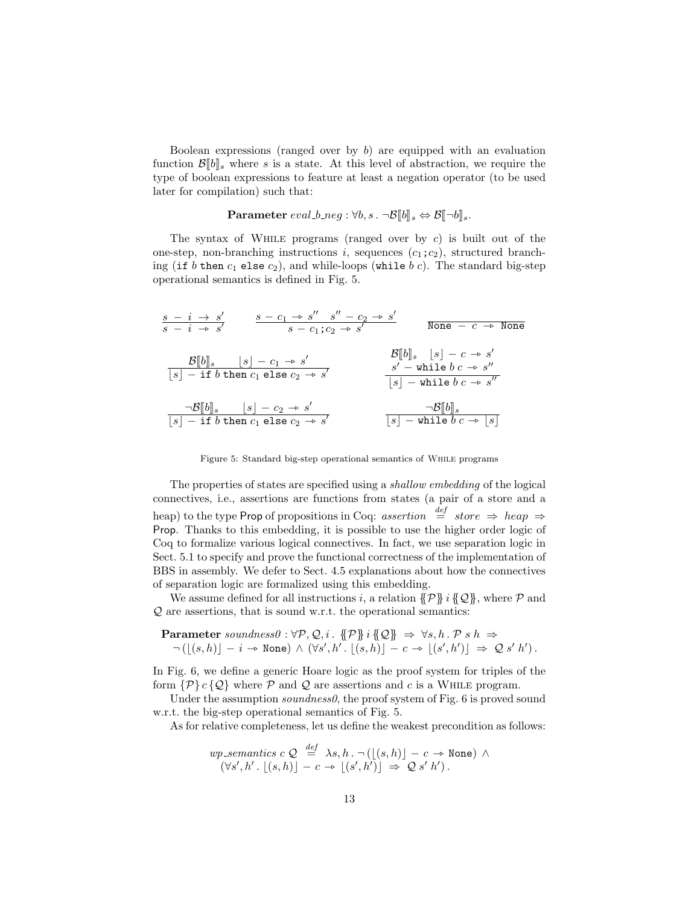Boolean expressions (ranged over by $b$) are equipped with an evaluation function $\mathcal{B}[\![b]\!]_s$ where $s$ is a state. At this level of abstraction, we require the type of boolean expressions to feature at least a negation operator (to be used later for compilation) such that:

$$\textbf{Parameter}\ \mathit{eval\_b\_neg} : \forall b, s\,.\ \neg\mathcal{B}[\![b]\!]_s \Leftrightarrow \mathcal{B}[\![\neg b]\!]_s.$$

The syntax of While programs (ranged over by $c$) is built out of the one-step, non-branching instructions $i$, sequences $(c_1\,\texttt{;}\,c_2)$, structured branching ($\texttt{if}\ b\ \texttt{then}\ c_1\ \texttt{else}\ c_2$), and while-loops ($\texttt{while}\ b\ c$). The standard big-step operational semantics is defined in Fig. 5.

$$\frac{s\ -\ i\ \rightarrow\ s'}{s\ -\ i\ \twoheadrightarrow\ s'} \qquad \frac{s\ -\ c_1\ \twoheadrightarrow\ s'' \quad s''\ -\ c_2\ \twoheadrightarrow\ s'}{s\ -\ c_1\,\texttt{;}\,c_2\ \twoheadrightarrow\ s'} \qquad \frac{}{\texttt{None}\ -\ c\ \twoheadrightarrow\ \texttt{None}}$$

$$\frac{\mathcal{B}[\![b]\!]_s \qquad \lfloor s\rfloor\ -\ c_1\ \twoheadrightarrow\ s'}{\lfloor s\rfloor\ -\ \texttt{if}\ b\ \texttt{then}\ c_1\ \texttt{else}\ c_2\ \twoheadrightarrow\ s'} \qquad \frac{\mathcal{B}[\![b]\!]_s \quad \lfloor s\rfloor\ -\ c\ \twoheadrightarrow\ s' \quad s'\ -\ \texttt{while}\ b\ c\ \twoheadrightarrow\ s''}{\lfloor s\rfloor\ -\ \texttt{while}\ b\ c\ \twoheadrightarrow\ s''}$$

$$\frac{\neg\mathcal{B}[\![b]\!]_s \qquad \lfloor s\rfloor\ -\ c_2\ \twoheadrightarrow\ s'}{\lfloor s\rfloor\ -\ \texttt{if}\ b\ \texttt{then}\ c_1\ \texttt{else}\ c_2\ \twoheadrightarrow\ s'} \qquad \frac{\neg\mathcal{B}[\![b]\!]_s}{\lfloor s\rfloor\ -\ \texttt{while}\ b\ c\ \twoheadrightarrow\ \lfloor s\rfloor}$$

Figure 5: Standard big-step operational semantics of While programs

The properties of states are specified using a *shallow embedding* of the logical connectives, i.e., assertions are functions from states (a pair of a store and a heap) to the type Prop of propositions in Coq: $\mathit{assertion} \stackrel{def}{=} \mathit{store} \Rightarrow \mathit{heap} \Rightarrow \mathsf{Prop}$. Thanks to this embedding, it is possible to use the higher order logic of Coq to formalize various logical connectives. In fact, we use separation logic in Sect. 5.1 to specify and prove the functional correctness of the implementation of BBS in assembly. We defer to Sect. 4.5 explanations about how the connectives of separation logic are formalized using this embedding.

We assume defined for all instructions $i$, a relation $\{\!\{\mathcal{P}\}\!\}\,i\,\{\!\{\mathcal{Q}\}\!\}$, where $\mathcal{P}$ and $\mathcal{Q}$ are assertions, that is sound w.r.t. the operational semantics:

$$\textbf{Parameter}\ \mathit{soundness0} : \forall \mathcal{P}, \mathcal{Q}, i\,.\ \{\!\{\mathcal{P}\}\!\}\,i\,\{\!\{\mathcal{Q}\}\!\}\ \Rightarrow\ \forall s, h\,.\ \mathcal{P}\ s\ h\ \Rightarrow$$
$$\neg\,(\lfloor(s,h)\rfloor\ -\ i\ \twoheadrightarrow\ \texttt{None})\ \wedge\ (\forall s', h'\,.\ \lfloor(s,h)\rfloor\ -\ c\ \twoheadrightarrow\ \lfloor(s',h')\rfloor\ \Rightarrow\ \mathcal{Q}\ s'\ h')\,.$$

In Fig. 6, we define a generic Hoare logic as the proof system for triples of the form $\{\mathcal{P}\}\,c\,\{\mathcal{Q}\}$ where $\mathcal{P}$ and $\mathcal{Q}$ are assertions and $c$ is a While program.

Under the assumption *soundness0*, the proof system of Fig. 6 is proved sound w.r.t. the big-step operational semantics of Fig. 5.

As for relative completeness, let us define the weakest precondition as follows:

$$\mathit{wp\_semantics}\ c\ \mathcal{Q}\ \stackrel{def}{=}\ \lambda s, h\,.\ \neg\,(\lfloor(s,h)\rfloor\ -\ c\ \twoheadrightarrow\ \texttt{None})\ \wedge$$
$$(\forall s', h'\,.\ \lfloor(s,h)\rfloor\ -\ c\ \twoheadrightarrow\ \lfloor(s',h')\rfloor\ \Rightarrow\ \mathcal{Q}\ s'\ h')\,.$$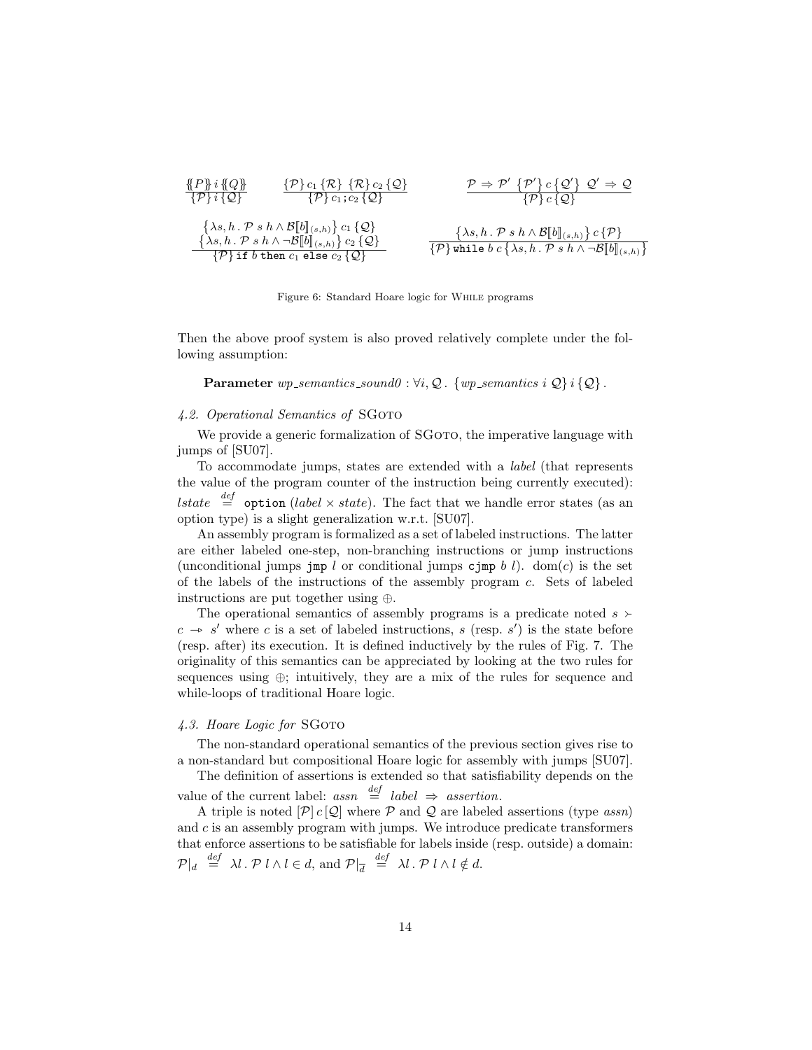$$\frac{\{\!\{P\}\!\}\, i\, \{\!\{Q\}\!\}}{\{\mathcal{P}\}\, i\, \{\mathcal{Q}\}} \qquad \frac{\{\mathcal{P}\}\, c_1\, \{\mathcal{R}\} \;\; \{\mathcal{R}\}\, c_2\, \{\mathcal{Q}\}}{\{\mathcal{P}\}\, c_1 \,;\, c_2\, \{\mathcal{Q}\}} \qquad \frac{\mathcal{P} \Rightarrow \mathcal{P}' \;\; \{\mathcal{P}'\}\, c\, \{\mathcal{Q}'\} \;\; \mathcal{Q}' \Rightarrow \mathcal{Q}}{\{\mathcal{P}\}\, c\, \{\mathcal{Q}\}}$$

$$\frac{\begin{array}{c}\left\{\lambda s, h \,.\, \mathcal{P}\ s\ h \wedge \mathcal{B}[\![b]\!]_{(s,h)}\right\} c_1 \{\mathcal{Q}\} \\ \left\{\lambda s, h \,.\, \mathcal{P}\ s\ h \wedge \neg\mathcal{B}[\![b]\!]_{(s,h)}\right\} c_2 \{\mathcal{Q}\}\end{array}}{\{\mathcal{P}\}\, \texttt{if}\ b\ \texttt{then}\ c_1\ \texttt{else}\ c_2\, \{\mathcal{Q}\}} \qquad \frac{\left\{\lambda s, h \,.\, \mathcal{P}\ s\ h \wedge \mathcal{B}[\![b]\!]_{(s,h)}\right\} c\, \{\mathcal{P}\}}{\{\mathcal{P}\}\, \texttt{while}\ b\ c \left\{\lambda s, h \,.\, \mathcal{P}\ s\ h \wedge \neg\mathcal{B}[\![b]\!]_{(s,h)}\right\}}$$

Figure 6: Standard Hoare logic for WHILE programs

Then the above proof system is also proved relatively complete under the following assumption:

**Parameter** *wp_semantics_sound0* : $\forall i, \mathcal{Q}\,.\ \{wp\_semantics\ i\ \mathcal{Q}\}\, i\, \{\mathcal{Q}\}$.

### *4.2. Operational Semantics of* SGOTO

We provide a generic formalization of SGOTO, the imperative language with jumps of [SU07].

To accommodate jumps, states are extended with a *label* (that represents the value of the program counter of the instruction being currently executed): $lstate \stackrel{def}{=} \texttt{option}\ (label \times state)$. The fact that we handle error states (as an option type) is a slight generalization w.r.t. [SU07].

An assembly program is formalized as a set of labeled instructions. The latter are either labeled one-step, non-branching instructions or jump instructions (unconditional jumps `jmp` $l$ or conditional jumps `cjmp` $b\ l$). $\mathrm{dom}(c)$ is the set of the labels of the instructions of the assembly program $c$. Sets of labeled instructions are put together using $\oplus$.

The operational semantics of assembly programs is a predicate noted $s \succ c \twoheadrightarrow s'$ where $c$ is a set of labeled instructions, $s$ (resp. $s'$) is the state before (resp. after) its execution. It is defined inductively by the rules of Fig. 7. The originality of this semantics can be appreciated by looking at the two rules for sequences using $\oplus$; intuitively, they are a mix of the rules for sequence and while-loops of traditional Hoare logic.

### *4.3. Hoare Logic for* SGOTO

The non-standard operational semantics of the previous section gives rise to a non-standard but compositional Hoare logic for assembly with jumps [SU07].

The definition of assertions is extended so that satisfiability depends on the value of the current label: $assn \stackrel{def}{=} label \Rightarrow assertion$.

A triple is noted $[\mathcal{P}]\, c\, [\mathcal{Q}]$ where $\mathcal{P}$ and $\mathcal{Q}$ are labeled assertions (type *assn*) and $c$ is an assembly program with jumps. We introduce predicate transformers that enforce assertions to be satisfiable for labels inside (resp. outside) a domain: $\mathcal{P}|_d \stackrel{def}{=} \lambda l\,.\, \mathcal{P}\ l \wedge l \in d$, and $\mathcal{P}|_{\overline{d}} \stackrel{def}{=} \lambda l\,.\, \mathcal{P}\ l \wedge l \notin d$.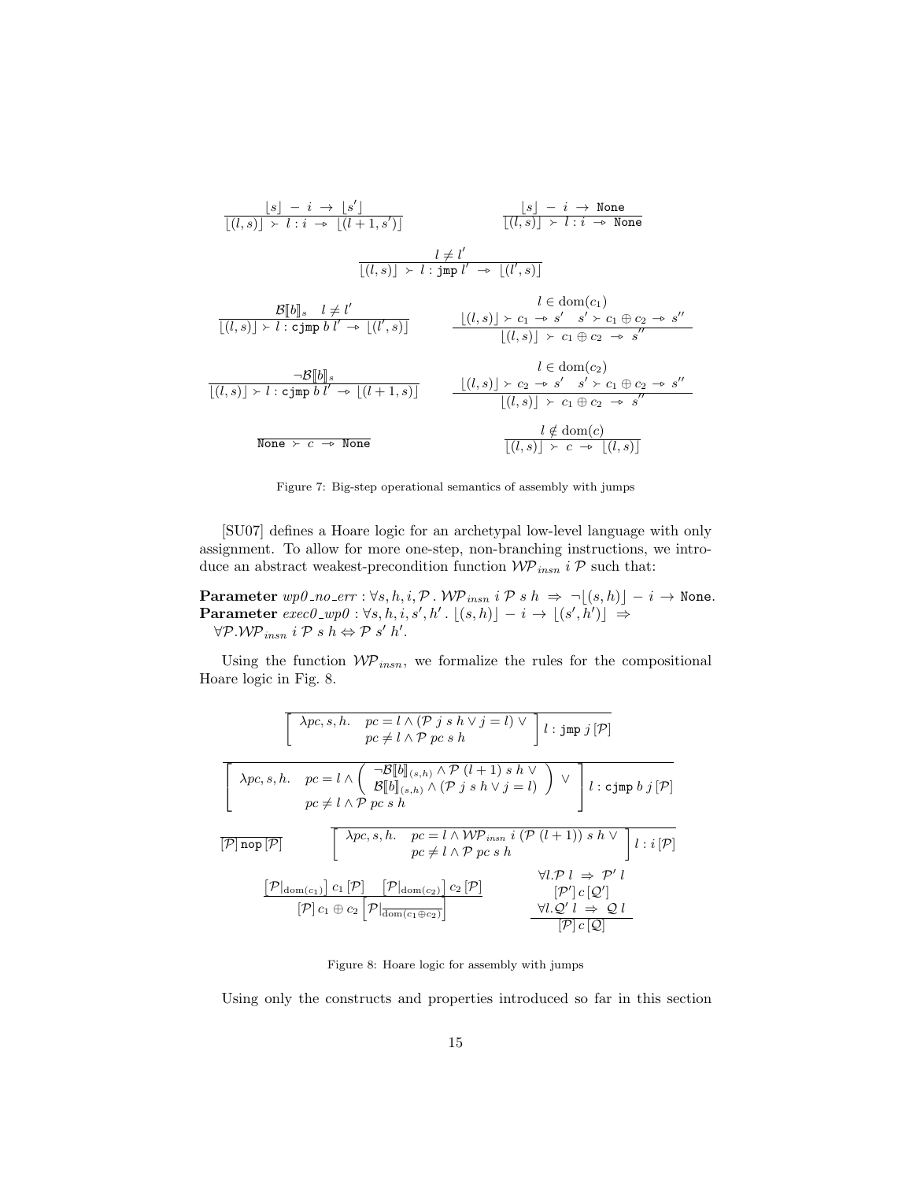$$\frac{\lfloor s \rfloor \;-\; i \;\rightarrow\; \lfloor s' \rfloor}{\lfloor (l,s) \rfloor \;\succ\; l : i \;\twoheadrightarrow\; \lfloor (l+1, s') \rfloor} \qquad \frac{\lfloor s \rfloor \;-\; i \;\rightarrow\; \texttt{None}}{\lfloor (l,s) \rfloor \;\succ\; l : i \;\twoheadrightarrow\; \texttt{None}}$$

$$\frac{l \neq l'}{\lfloor (l,s) \rfloor \;\succ\; l : \texttt{jmp}\; l' \;\twoheadrightarrow\; \lfloor (l', s) \rfloor}$$

$$\frac{\mathcal{B}[\![b]\!]_s \quad l \neq l'}{\lfloor (l,s) \rfloor \succ l : \texttt{cjmp}\; b\; l' \twoheadrightarrow \lfloor (l', s) \rfloor} \qquad \frac{l \in \mathrm{dom}(c_1) \quad \lfloor (l,s) \rfloor \succ c_1 \twoheadrightarrow s' \quad s' \succ c_1 \oplus c_2 \twoheadrightarrow s''}{\lfloor (l,s) \rfloor \;\succ\; c_1 \oplus c_2 \;\twoheadrightarrow\; s''}$$

$$\frac{\neg \mathcal{B}[\![b]\!]_s}{\lfloor (l,s) \rfloor \succ l : \texttt{cjmp}\; b\; l' \twoheadrightarrow \lfloor (l+1, s) \rfloor} \qquad \frac{l \in \mathrm{dom}(c_2) \quad \lfloor (l,s) \rfloor \succ c_2 \twoheadrightarrow s' \quad s' \succ c_1 \oplus c_2 \twoheadrightarrow s''}{\lfloor (l,s) \rfloor \;\succ\; c_1 \oplus c_2 \;\twoheadrightarrow\; s''}$$

$$\frac{}{\texttt{None} \;\succ\; c \;\twoheadrightarrow\; \texttt{None}} \qquad \frac{l \notin \mathrm{dom}(c)}{\lfloor (l,s) \rfloor \;\succ\; c \;\twoheadrightarrow\; \lfloor (l,s) \rfloor}$$

Figure 7: Big-step operational semantics of assembly with jumps

[SU07] defines a Hoare logic for an archetypal low-level language with only assignment. To allow for more one-step, non-branching instructions, we introduce an abstract weakest-precondition function $\mathcal{WP}_{insn}\; i\; \mathcal{P}$ such that:

**Parameter** $wp0\_no\_err : \forall s, h, i, \mathcal{P}\,.\; \mathcal{WP}_{insn}\; i\; \mathcal{P}\; s\; h \;\Rightarrow\; \neg \lfloor (s,h) \rfloor \;-\; i \rightarrow \texttt{None}$.
**Parameter** $exec0\_wp0 : \forall s, h, i, s', h'\,.\; \lfloor (s,h) \rfloor \;-\; i \rightarrow \lfloor (s', h') \rfloor \;\Rightarrow$
$\forall \mathcal{P}. \mathcal{WP}_{insn}\; i\; \mathcal{P}\; s\; h \Leftrightarrow \mathcal{P}\; s'\; h'$.

Using the function $\mathcal{WP}_{insn}$, we formalize the rules for the compositional Hoare logic in Fig. 8.

$$\overline{\left[\begin{array}{ll}\lambda pc, s, h. & pc = l \wedge (\mathcal{P}\; j\; s\; h \vee j = l) \vee \\ & pc \neq l \wedge \mathcal{P}\; pc\; s\; h\end{array}\right] l : \texttt{jmp}\; j\, [\mathcal{P}]}$$

$$\overline{\left[\begin{array}{ll}\lambda pc, s, h. & pc = l \wedge \left(\begin{array}{l}\neg \mathcal{B}[\![b]\!]_{(s,h)} \wedge \mathcal{P}\; (l+1)\; s\; h \vee \\ \mathcal{B}[\![b]\!]_{(s,h)} \wedge (\mathcal{P}\; j\; s\; h \vee j = l)\end{array}\right) \vee \\ & pc \neq l \wedge \mathcal{P}\; pc\; s\; h\end{array}\right] l : \texttt{cjmp}\; b\; j\, [\mathcal{P}]}$$

$$\overline{[\mathcal{P}]\, \texttt{nop}\, [\mathcal{P}]} \qquad \overline{\left[\begin{array}{ll}\lambda pc, s, h. & pc = l \wedge \mathcal{WP}_{insn}\; i\; (\mathcal{P}\; (l+1))\; s\; h \vee \\ & pc \neq l \wedge \mathcal{P}\; pc\; s\; h\end{array}\right] l : i\, [\mathcal{P}]}$$

$$\frac{\left[\mathcal{P}|_{\mathrm{dom}(c_1)}\right] c_1\, [\mathcal{P}] \quad \left[\mathcal{P}|_{\mathrm{dom}(c_2)}\right] c_2\, [\mathcal{P}]}{[\mathcal{P}]\, c_1 \oplus c_2 \left[\mathcal{P}|_{\overline{\mathrm{dom}(c_1 \oplus c_2)}}\right]} \qquad \frac{\forall l. \mathcal{P}\; l \;\Rightarrow\; \mathcal{P}'\; l \quad [\mathcal{P}']\, c\, [\mathcal{Q}'] \quad \forall l. \mathcal{Q}'\; l \;\Rightarrow\; \mathcal{Q}\; l}{[\mathcal{P}]\, c\, [\mathcal{Q}]}$$

Figure 8: Hoare logic for assembly with jumps

Using only the constructs and properties introduced so far in this section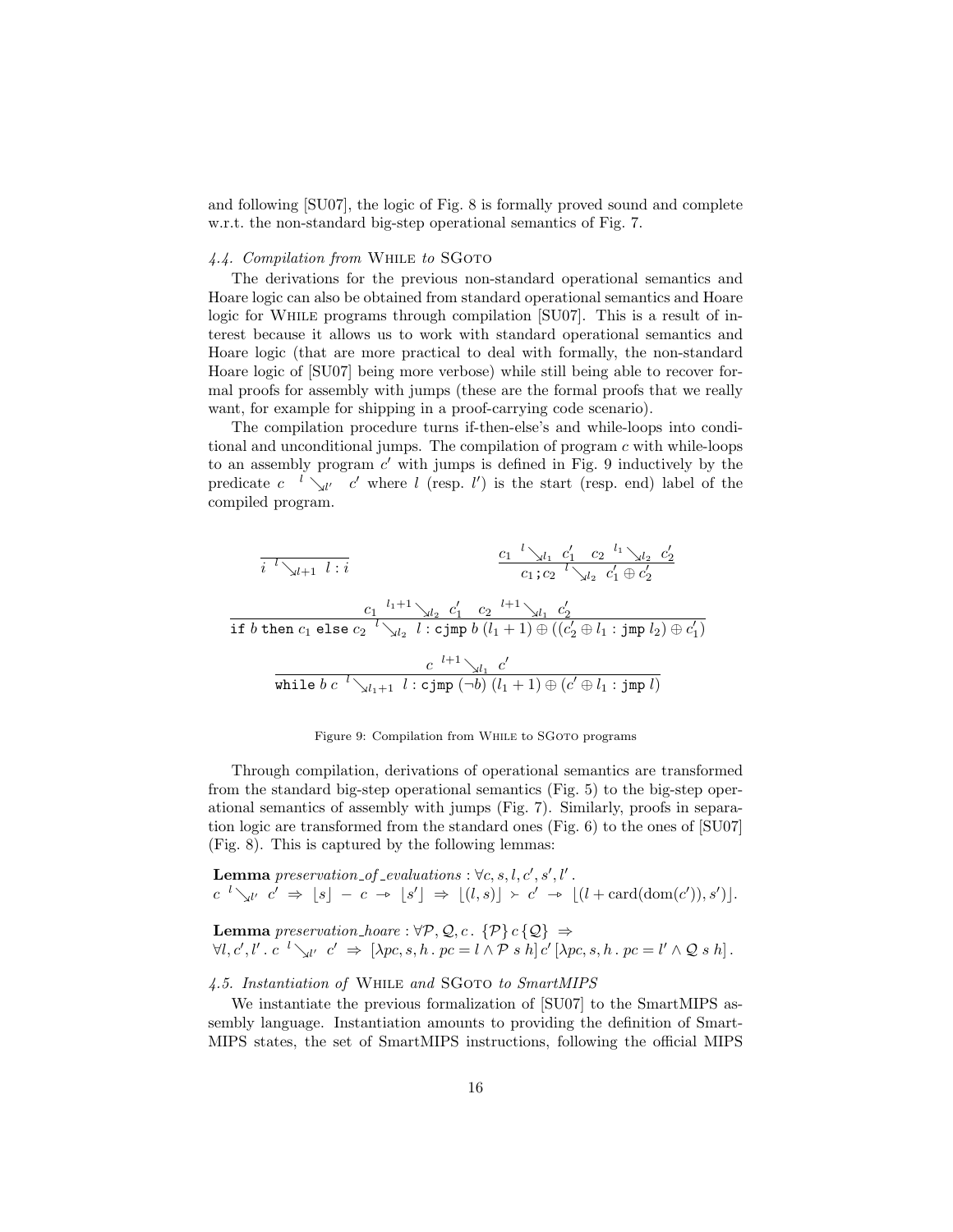and following [SU07], the logic of Fig. 8 is formally proved sound and complete w.r.t. the non-standard big-step operational semantics of Fig. 7.

#### 4.4. Compilation from While to SGoto

The derivations for the previous non-standard operational semantics and Hoare logic can also be obtained from standard operational semantics and Hoare logic for While programs through compilation [SU07]. This is a result of interest because it allows us to work with standard operational semantics and Hoare logic (that are more practical to deal with formally, the non-standard Hoare logic of [SU07] being more verbose) while still being able to recover formal proofs for assembly with jumps (these are the formal proofs that we really want, for example for shipping in a proof-carrying code scenario).

The compilation procedure turns if-then-else's and while-loops into conditional and unconditional jumps. The compilation of program $c$ with while-loops to an assembly program $c'$ with jumps is defined in Fig. 9 inductively by the predicate $c \;{}^{l}\!\searrow_{l'}\; c'$ where $l$ (resp. $l'$) is the start (resp. end) label of the compiled program.

$$\frac{}{i \;{}^{l}\!\searrow_{l+1}\; l : i} \qquad\qquad \frac{c_1 \;{}^{l}\!\searrow_{l_1}\; c_1' \quad c_2 \;{}^{l_1}\!\searrow_{l_2}\; c_2'}{c_1\,;c_2 \;{}^{l}\!\searrow_{l_2}\; c_1' \oplus c_2'}$$

$$\frac{c_1 \;{}^{l_1+1}\!\searrow_{l_2}\; c_1' \quad c_2 \;{}^{l+1}\!\searrow_{l_1}\; c_2'}{\texttt{if}\; b \;\texttt{then}\; c_1 \;\texttt{else}\; c_2 \;{}^{l}\!\searrow_{l_2}\; l : \texttt{cjmp}\; b\; (l_1+1) \oplus ((c_2' \oplus l_1 : \texttt{jmp}\; l_2) \oplus c_1')}$$

$$\frac{c \;{}^{l+1}\!\searrow_{l_1}\; c'}{\texttt{while}\; b\; c \;{}^{l}\!\searrow_{l_1+1}\; l : \texttt{cjmp}\; (\neg b)\; (l_1+1) \oplus (c' \oplus l_1 : \texttt{jmp}\; l)}$$

Figure 9: Compilation from While to SGoto programs

Through compilation, derivations of operational semantics are transformed from the standard big-step operational semantics (Fig. 5) to the big-step operational semantics of assembly with jumps (Fig. 7). Similarly, proofs in separation logic are transformed from the standard ones (Fig. 6) to the ones of [SU07] (Fig. 8). This is captured by the following lemmas:

**Lemma** *preservation_of_evaluations* : $\forall c, s, l, c', s', l'$ .
$c \;{}^{l}\!\searrow_{l'}\; c' \Rightarrow \lfloor s \rfloor - c \twoheadrightarrow \lfloor s' \rfloor \Rightarrow \lfloor (l, s) \rfloor \succ c' \twoheadrightarrow \lfloor (l + \mathrm{card}(\mathrm{dom}(c')), s') \rfloor$.

**Lemma** *preservation_hoare* : $\forall \mathcal{P}, \mathcal{Q}, c \,.\; \{\mathcal{P}\}\, c\, \{\mathcal{Q}\} \Rightarrow$
$\forall l, c', l' \,.\; c \;{}^{l}\!\searrow_{l'}\; c' \Rightarrow [\lambda pc, s, h \,.\, pc = l \wedge \mathcal{P}\; s\; h]\, c'\, [\lambda pc, s, h \,.\, pc = l' \wedge \mathcal{Q}\; s\; h]$.

#### 4.5. Instantiation of While and SGoto to SmartMIPS

We instantiate the previous formalization of [SU07] to the SmartMIPS assembly language. Instantiation amounts to providing the definition of SmartMIPS states, the set of SmartMIPS instructions, following the official MIPS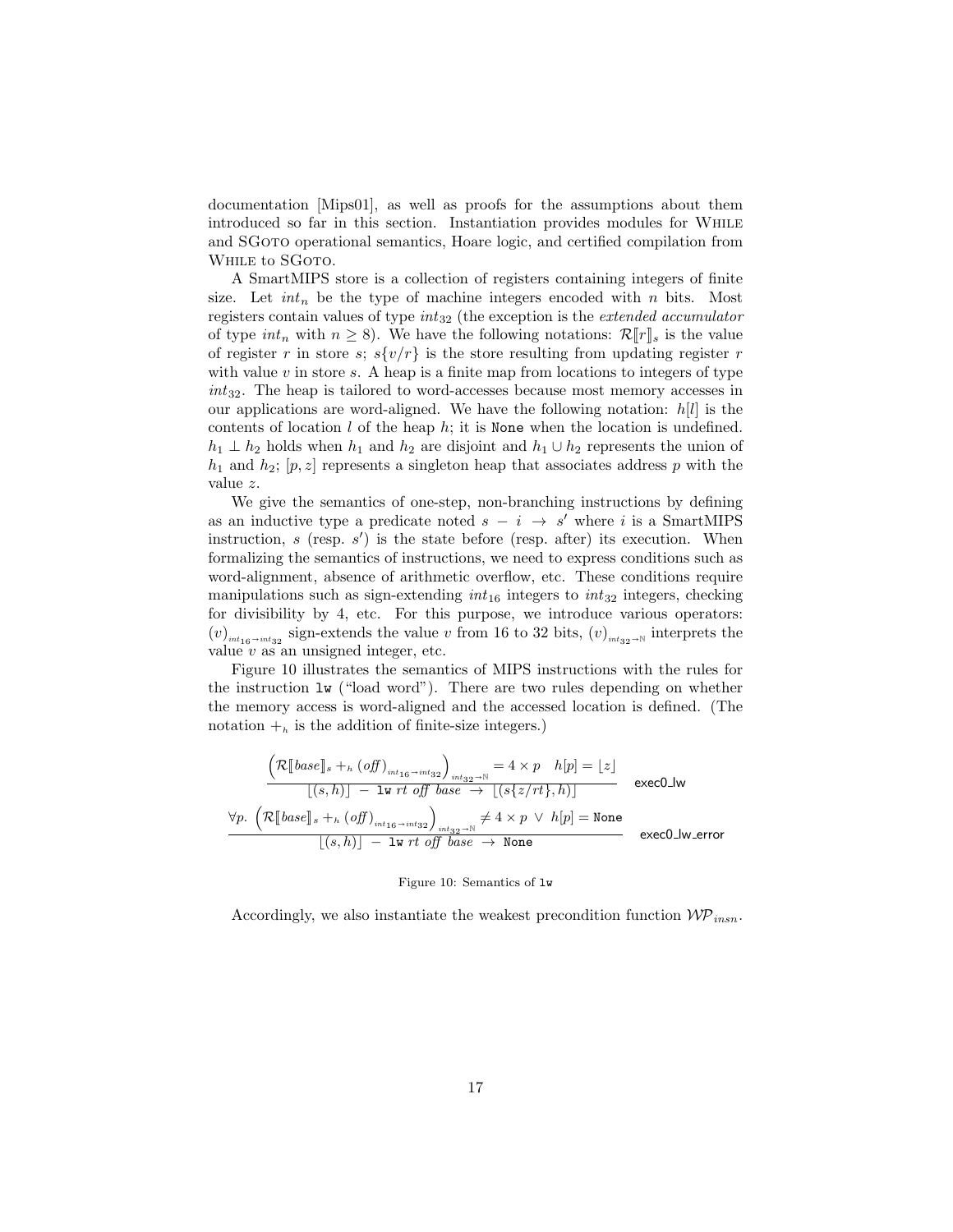documentation [Mips01], as well as proofs for the assumptions about them introduced so far in this section. Instantiation provides modules for WHILE and SGOTO operational semantics, Hoare logic, and certified compilation from WHILE to SGOTO.

A SmartMIPS store is a collection of registers containing integers of finite size. Let $int_n$ be the type of machine integers encoded with $n$ bits. Most registers contain values of type $int_{32}$ (the exception is the *extended accumulator* of type $int_n$ with $n \geq 8$). We have the following notations: $\mathcal{R}[\![r]\!]_s$ is the value of register $r$ in store $s$; $s\{v/r\}$ is the store resulting from updating register $r$ with value $v$ in store $s$. A heap is a finite map from locations to integers of type $int_{32}$. The heap is tailored to word-accesses because most memory accesses in our applications are word-aligned. We have the following notation: $h[l]$ is the contents of location $l$ of the heap $h$; it is `None` when the location is undefined. $h_1 \perp h_2$ holds when $h_1$ and $h_2$ are disjoint and $h_1 \cup h_2$ represents the union of $h_1$ and $h_2$; $[p, z]$ represents a singleton heap that associates address $p$ with the value $z$.

We give the semantics of one-step, non-branching instructions by defining as an inductive type a predicate noted $s \;-\; i \;\rightarrow\; s'$ where $i$ is a SmartMIPS instruction, $s$ (resp. $s'$) is the state before (resp. after) its execution. When formalizing the semantics of instructions, we need to express conditions such as word-alignment, absence of arithmetic overflow, etc. These conditions require manipulations such as sign-extending $int_{16}$ integers to $int_{32}$ integers, checking for divisibility by 4, etc. For this purpose, we introduce various operators: $(v)_{int_{16} \rightarrow int_{32}}$ sign-extends the value $v$ from 16 to 32 bits, $(v)_{int_{32} \rightarrow \mathbb{N}}$ interprets the value $v$ as an unsigned integer, etc.

Figure 10 illustrates the semantics of MIPS instructions with the rules for the instruction `lw` ("load word"). There are two rules depending on whether the memory access is word-aligned and the accessed location is defined. (The notation $+_h$ is the addition of finite-size integers.)

$$\frac{\left(\mathcal{R}[\![base]\!]_s +_h (\mathit{off})_{int_{16} \rightarrow int_{32}}\right)_{int_{32} \rightarrow \mathbb{N}} = 4 \times p \quad h[p] = \lfloor z \rfloor}{\lfloor (s, h) \rfloor \;-\; \texttt{lw}\; rt\; \mathit{off}\; base \;\rightarrow\; \lfloor (s\{z/rt\}, h) \rfloor} \;\textsf{exec0\_lw}$$

$$\frac{\forall p.\; \left(\mathcal{R}[\![base]\!]_s +_h (\mathit{off})_{int_{16} \rightarrow int_{32}}\right)_{int_{32} \rightarrow \mathbb{N}} \neq 4 \times p \;\vee\; h[p] = \texttt{None}}{\lfloor (s, h) \rfloor \;-\; \texttt{lw}\; rt\; \mathit{off}\; base \;\rightarrow\; \texttt{None}} \;\textsf{exec0\_lw\_error}$$

Figure 10: Semantics of `lw`

Accordingly, we also instantiate the weakest precondition function $\mathcal{WP}_{insn}$.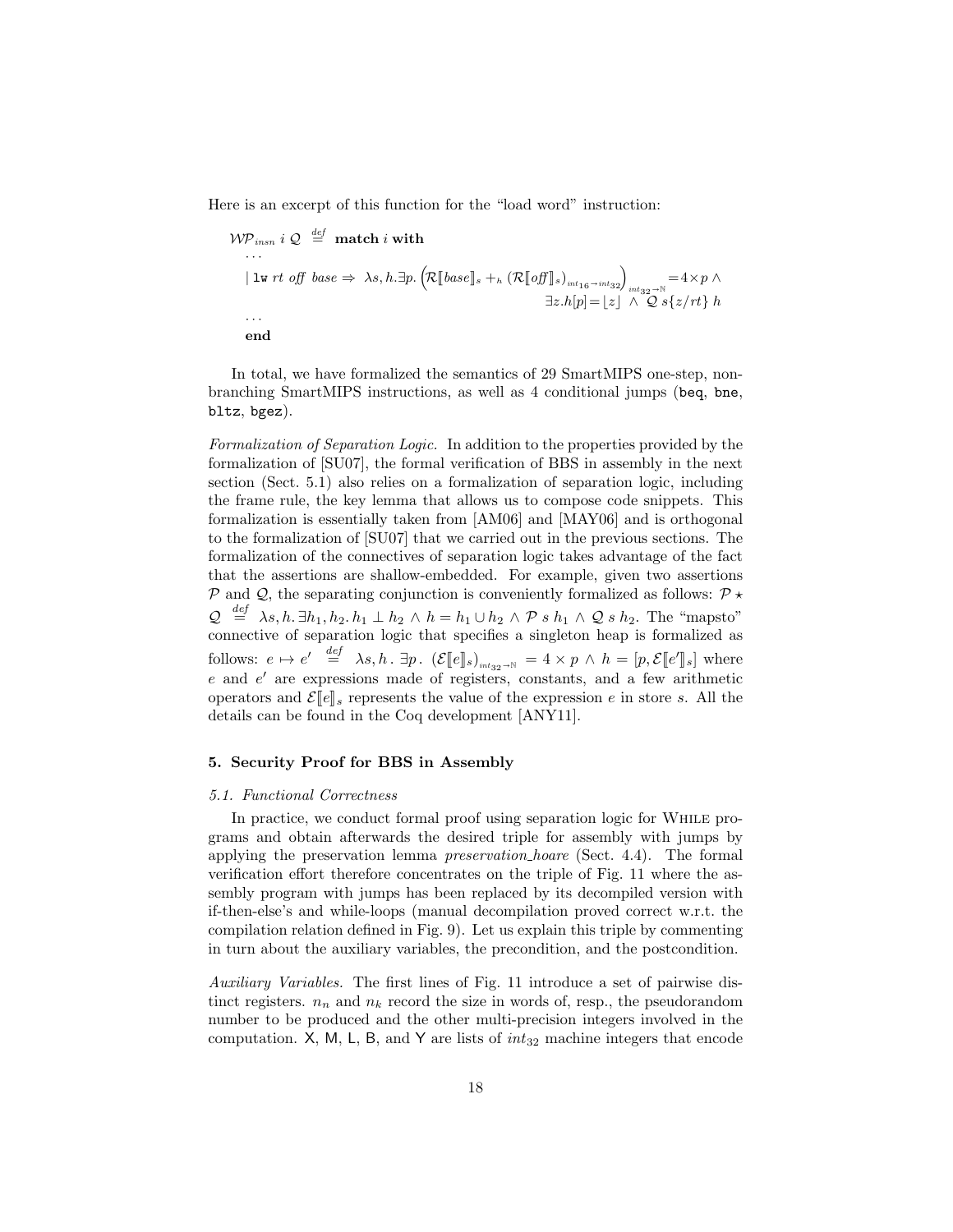Here is an excerpt of this function for the "load word" instruction:

$$
\begin{aligned}
&\mathcal{WP}_{insn}\ i\ \mathcal{Q} \ \stackrel{def}{=}\ \textbf{match}\ i\ \textbf{with} \\
&\quad \cdots \\
&\quad \mid \texttt{lw}\ rt\ \mathit{off}\ \mathit{base} \Rightarrow\ \lambda s, h. \exists p. \left(\mathcal{R}[\![base]\!]_s +_h (\mathcal{R}[\![\mathit{off}]\!]_s)_{int_{16} \to int_{32}}\right)_{int_{32} \to \mathbb{N}} = 4 \times p\ \wedge \\
&\qquad\qquad\qquad\qquad\qquad\qquad\qquad\qquad \exists z. h[p] = \lfloor z \rfloor\ \wedge\ \mathcal{Q}\ s\{z/rt\}\ h \\
&\quad \cdots \\
&\quad \textbf{end}
\end{aligned}
$$

In total, we have formalized the semantics of 29 SmartMIPS one-step, non-branching SmartMIPS instructions, as well as 4 conditional jumps (`beq`, `bne`, `bltz`, `bgez`).

*Formalization of Separation Logic.* In addition to the properties provided by the formalization of [SU07], the formal verification of BBS in assembly in the next section (Sect. 5.1) also relies on a formalization of separation logic, including the frame rule, the key lemma that allows us to compose code snippets. This formalization is essentially taken from [AM06] and [MAY06] and is orthogonal to the formalization of [SU07] that we carried out in the previous sections. The formalization of the connectives of separation logic takes advantage of the fact that the assertions are shallow-embedded. For example, given two assertions $\mathcal{P}$ and $\mathcal{Q}$, the separating conjunction is conveniently formalized as follows: $\mathcal{P} \star \mathcal{Q} \stackrel{def}{=} \lambda s, h. \exists h_1, h_2. h_1 \perp h_2 \wedge h = h_1 \cup h_2 \wedge \mathcal{P}\ s\ h_1 \wedge \mathcal{Q}\ s\ h_2$. The "mapsto" connective of separation logic that specifies a singleton heap is formalized as follows: $e \mapsto e' \stackrel{def}{=} \lambda s, h\,.\ \exists p\,.\ (\mathcal{E}[\![e]\!]_s)_{int_{32} \to \mathbb{N}} = 4 \times p \wedge h = [p, \mathcal{E}[\![e']\!]_s]$ where $e$ and $e'$ are expressions made of registers, constants, and a few arithmetic operators and $\mathcal{E}[\![e]\!]_s$ represents the value of the expression $e$ in store $s$. All the details can be found in the Coq development [ANY11].

## 5. Security Proof for BBS in Assembly

### 5.1. Functional Correctness

In practice, we conduct formal proof using separation logic for While programs and obtain afterwards the desired triple for assembly with jumps by applying the preservation lemma *preservation_hoare* (Sect. 4.4). The formal verification effort therefore concentrates on the triple of Fig. 11 where the assembly program with jumps has been replaced by its decompiled version with if-then-else's and while-loops (manual decompilation proved correct w.r.t. the compilation relation defined in Fig. 9). Let us explain this triple by commenting in turn about the auxiliary variables, the precondition, and the postcondition.

*Auxiliary Variables.* The first lines of Fig. 11 introduce a set of pairwise distinct registers. $n_n$ and $n_k$ record the size in words of, resp., the pseudorandom number to be produced and the other multi-precision integers involved in the computation. X, M, L, B, and Y are lists of $int_{32}$ machine integers that encode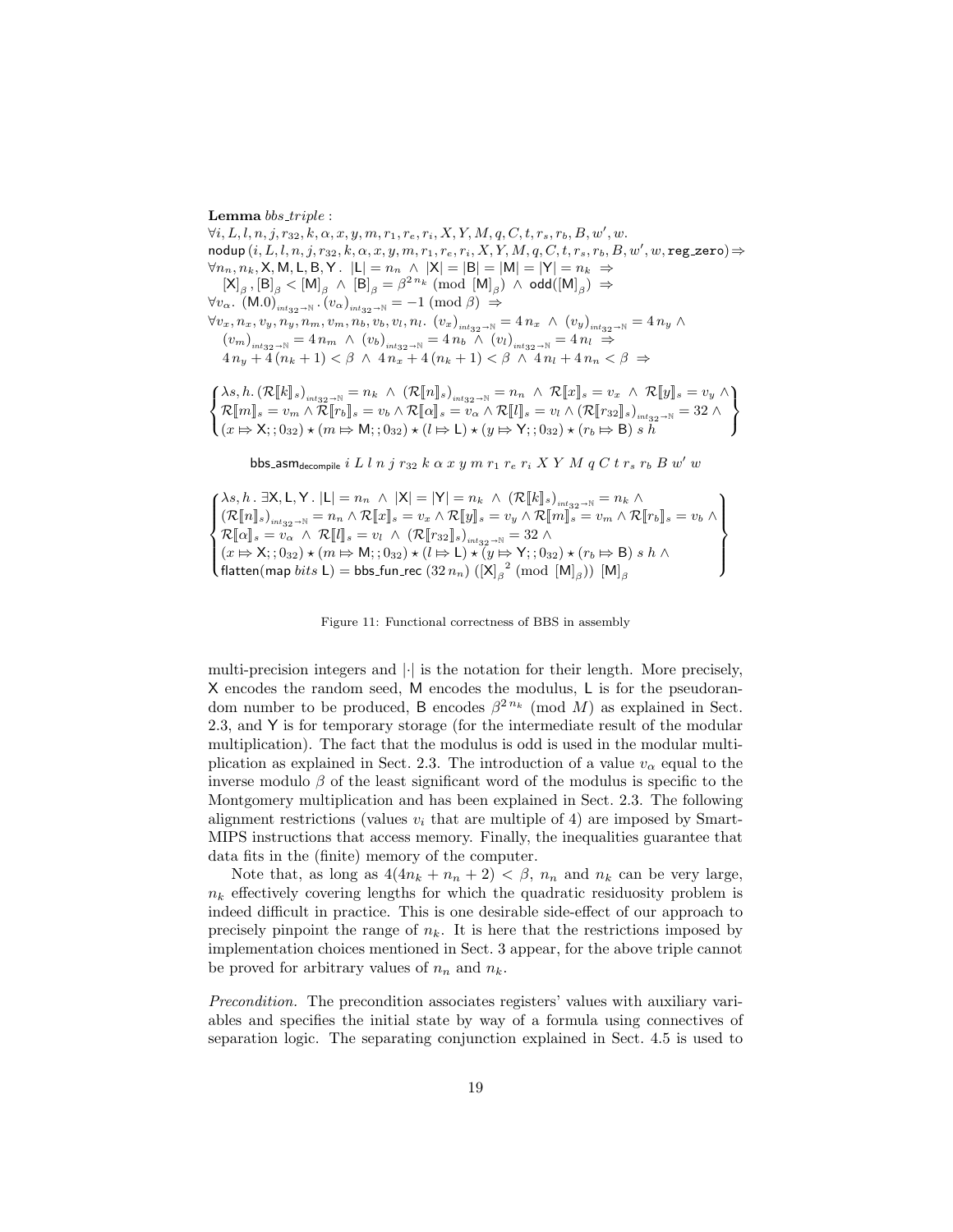**Lemma** *bbs_triple* :

$\forall i, L, l, n, j, r_{32}, k, \alpha, x, y, m, r_1, r_e, r_i, X, Y, M, q, C, t, r_s, r_b, B, w', w.$
$\mathsf{nodup}\,(i, L, l, n, j, r_{32}, k, \alpha, x, y, m, r_1, r_e, r_i, X, Y, M, q, C, t, r_s, r_b, B, w', w, \texttt{reg\_zero}) \Rightarrow$
$\forall n_n, n_k, \mathsf{X}, \mathsf{M}, \mathsf{L}, \mathsf{B}, \mathsf{Y}.\ \ |\mathsf{L}| = n_n \ \wedge\ |\mathsf{X}| = |\mathsf{B}| = |\mathsf{M}| = |\mathsf{Y}| = n_k \ \Rightarrow$
$\quad [\mathsf{X}]_\beta, [\mathsf{B}]_\beta < [\mathsf{M}]_\beta \ \wedge\ [\mathsf{B}]_\beta = \beta^{2\,n_k} \pmod{[\mathsf{M}]_\beta} \ \wedge\ \mathsf{odd}([\mathsf{M}]_\beta) \ \Rightarrow$
$\forall v_\alpha.\ (\mathsf{M}.0)_{int_{32}\to\mathbb{N}} \cdot (v_\alpha)_{int_{32}\to\mathbb{N}} = -1 \pmod{\beta} \ \Rightarrow$
$\forall v_x, n_x, v_y, n_y, n_m, v_m, n_b, v_b, v_l, n_l.\ (v_x)_{int_{32}\to\mathbb{N}} = 4\,n_x \ \wedge\ (v_y)_{int_{32}\to\mathbb{N}} = 4\,n_y \ \wedge$
$\quad (v_m)_{int_{32}\to\mathbb{N}} = 4\,n_m \ \wedge\ (v_b)_{int_{32}\to\mathbb{N}} = 4\,n_b \ \wedge\ (v_l)_{int_{32}\to\mathbb{N}} = 4\,n_l \ \Rightarrow$
$\quad 4\,n_y + 4\,(n_k+1) < \beta \ \wedge\ 4\,n_x + 4\,(n_k+1) < \beta \ \wedge\ 4\,n_l + 4\,n_n < \beta \ \Rightarrow$

$$\left\{\begin{array}{l}\lambda s, h.\, (\mathcal{R}[\![k]\!]_s)_{int_{32}\to\mathbb{N}} = n_k \ \wedge\ (\mathcal{R}[\![n]\!]_s)_{int_{32}\to\mathbb{N}} = n_n \ \wedge\ \mathcal{R}[\![x]\!]_s = v_x \ \wedge\ \mathcal{R}[\![y]\!]_s = v_y \ \wedge \\ \mathcal{R}[\![m]\!]_s = v_m \wedge \mathcal{R}[\![r_b]\!]_s = v_b \wedge \mathcal{R}[\![\alpha]\!]_s = v_\alpha \wedge \mathcal{R}[\![l]\!]_s = v_l \wedge (\mathcal{R}[\![r_{32}]\!]_s)_{int_{32}\to\mathbb{N}} = 32 \ \wedge \\ (x \mapsto \mathsf{X};;0_{32}) \star (m \mapsto \mathsf{M};;0_{32}) \star (l \mapsto \mathsf{L}) \star (y \mapsto \mathsf{Y};;0_{32}) \star (r_b \mapsto \mathsf{B})\ s\ h\end{array}\right\}$$

$$\mathsf{bbs\_asm}_{\mathsf{decompile}}\ i\ L\ l\ n\ j\ r_{32}\ k\ \alpha\ x\ y\ m\ r_1\ r_e\ r_i\ X\ Y\ M\ q\ C\ t\ r_s\ r_b\ B\ w'\ w$$

$$\left\{\begin{array}{l}\lambda s, h\,.\ \exists \mathsf{X}, \mathsf{L}, \mathsf{Y}\,.\ |\mathsf{L}| = n_n \ \wedge\ |\mathsf{X}| = |\mathsf{Y}| = n_k \ \wedge\ (\mathcal{R}[\![k]\!]_s)_{int_{32}\to\mathbb{N}} = n_k \ \wedge \\ (\mathcal{R}[\![n]\!]_s)_{int_{32}\to\mathbb{N}} = n_n \wedge \mathcal{R}[\![x]\!]_s = v_x \wedge \mathcal{R}[\![y]\!]_s = v_y \wedge \mathcal{R}[\![m]\!]_s = v_m \wedge \mathcal{R}[\![r_b]\!]_s = v_b \ \wedge \\ \mathcal{R}[\![\alpha]\!]_s = v_\alpha \ \wedge\ \mathcal{R}[\![l]\!]_s = v_l \ \wedge\ (\mathcal{R}[\![r_{32}]\!]_s)_{int_{32}\to\mathbb{N}} = 32 \ \wedge \\ (x \mapsto \mathsf{X};;0_{32}) \star (m \mapsto \mathsf{M};;0_{32}) \star (l \mapsto \mathsf{L}) \star (y \mapsto \mathsf{Y};;0_{32}) \star (r_b \mapsto \mathsf{B})\ s\ h \ \wedge \\ \mathsf{flatten}(\mathsf{map}\ bits\ \mathsf{L}) = \mathsf{bbs\_fun\_rec}\ (32\,n_n)\ ([\mathsf{X}]_\beta{}^2 \pmod{[\mathsf{M}]_\beta})\ [\mathsf{M}]_\beta\end{array}\right\}$$

Figure 11: Functional correctness of BBS in assembly

multi-precision integers and $|\cdot|$ is the notation for their length. More precisely, X encodes the random seed, M encodes the modulus, L is for the pseudorandom number to be produced, B encodes $\beta^{2\,n_k} \pmod{M}$ as explained in Sect. 2.3, and Y is for temporary storage (for the intermediate result of the modular multiplication). The fact that the modulus is odd is used in the modular multiplication as explained in Sect. 2.3. The introduction of a value $v_\alpha$ equal to the inverse modulo $\beta$ of the least significant word of the modulus is specific to the Montgomery multiplication and has been explained in Sect. 2.3. The following alignment restrictions (values $v_i$ that are multiple of 4) are imposed by SmartMIPS instructions that access memory. Finally, the inequalities guarantee that data fits in the (finite) memory of the computer.

Note that, as long as $4(4n_k + n_n + 2) < \beta$, $n_n$ and $n_k$ can be very large, $n_k$ effectively covering lengths for which the quadratic residuosity problem is indeed difficult in practice. This is one desirable side-effect of our approach to precisely pinpoint the range of $n_k$. It is here that the restrictions imposed by implementation choices mentioned in Sect. 3 appear, for the above triple cannot be proved for arbitrary values of $n_n$ and $n_k$.

*Precondition.* The precondition associates registers' values with auxiliary variables and specifies the initial state by way of a formula using connectives of separation logic. The separating conjunction explained in Sect. 4.5 is used to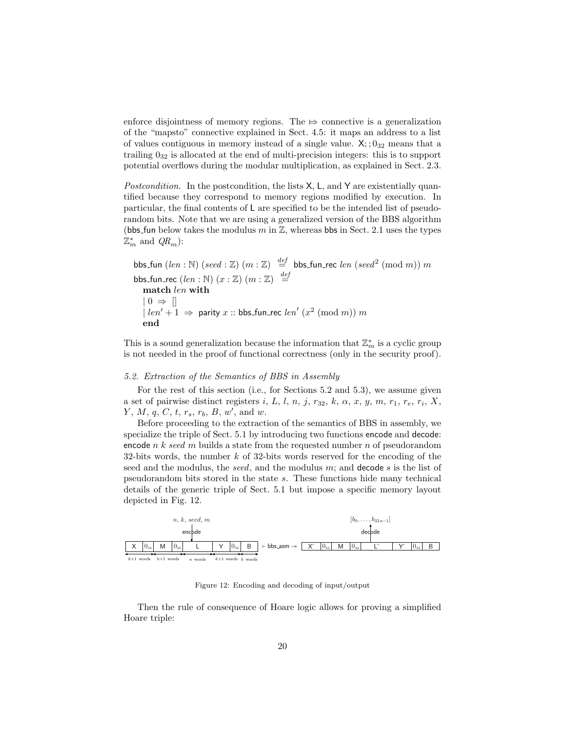enforce disjointness of memory regions. The $\mapsto$ connective is a generalization of the "mapsto" connective explained in Sect. 4.5: it maps an address to a list of values contiguous in memory instead of a single value. $\mathsf{X};;0_{32}$ means that a trailing $0_{32}$ is allocated at the end of multi-precision integers: this is to support potential overflows during the modular multiplication, as explained in Sect. 2.3.

*Postcondition.* In the postcondition, the lists X, L, and Y are existentially quantified because they correspond to memory regions modified by execution. In particular, the final contents of L are specified to be the intended list of pseudorandom bits. Note that we are using a generalized version of the BBS algorithm (bbs_fun below takes the modulus $m$ in $\mathbb{Z}$, whereas bbs in Sect. 2.1 uses the types $\mathbb{Z}_m^*$ and $QR_m$):

$$
\begin{aligned}
&\mathsf{bbs\_fun}\ (len : \mathbb{N})\ (seed : \mathbb{Z})\ (m : \mathbb{Z}) \stackrel{def}{=} \mathsf{bbs\_fun\_rec}\ len\ (seed^2 \pmod{m})\ m \\
&\mathsf{bbs\_fun\_rec}\ (len : \mathbb{N})\ (x : \mathbb{Z})\ (m : \mathbb{Z}) \stackrel{def}{=} \\
&\quad \mathbf{match}\ len\ \mathbf{with} \\
&\quad \mid 0 \Rightarrow [] \\
&\quad \mid len' + 1 \Rightarrow \mathsf{parity}\ x :: \mathsf{bbs\_fun\_rec}\ len'\ (x^2 \pmod{m})\ m \\
&\quad \mathbf{end}
\end{aligned}
$$

This is a sound generalization because the information that $\mathbb{Z}_m^*$ is a cyclic group is not needed in the proof of functional correctness (only in the security proof).

### 5.2. Extraction of the Semantics of BBS in Assembly

For the rest of this section (i.e., for Sections 5.2 and 5.3), we assume given a set of pairwise distinct registers $i$, $L$, $l$, $n$, $j$, $r_{32}$, $k$, $\alpha$, $x$, $y$, $m$, $r_1$, $r_e$, $r_i$, $X$, $Y$, $M$, $q$, $C$, $t$, $r_s$, $r_b$, $B$, $w'$, and $w$.

Before proceeding to the extraction of the semantics of BBS in assembly, we specialize the triple of Sect. 5.1 by introducing two functions encode and decode: encode $n$ $k$ *seed* $m$ builds a state from the requested number $n$ of pseudorandom 32-bits words, the number $k$ of 32-bits words reserved for the encoding of the seed and the modulus, the *seed*, and the modulus $m$; and decode $s$ is the list of pseudorandom bits stored in the state $s$. These functions hide many technical details of the generic triple of Sect. 5.1 but impose a specific memory layout depicted in Fig. 12.

Figure 12: Encoding and decoding of input/output

Then the rule of consequence of Hoare logic allows for proving a simplified Hoare triple: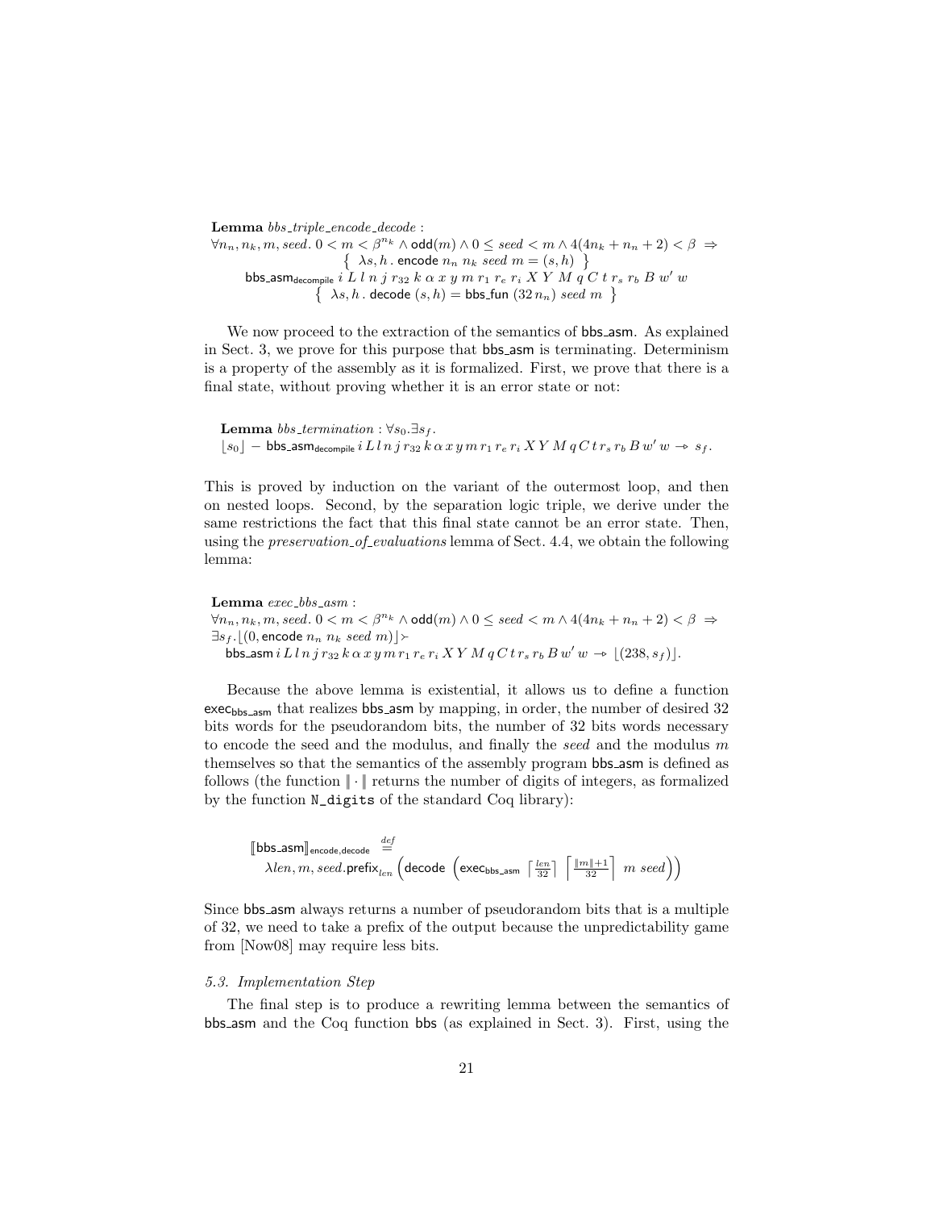**Lemma** *bbs_triple_encode_decode* :

$$\forall n_n, n_k, m, seed.\ 0 < m < \beta^{n_k} \wedge \mathsf{odd}(m) \wedge 0 \leq seed < m \wedge 4(4n_k + n_n + 2) < \beta \ \Rightarrow$$
$$\left\{\ \lambda s, h\,.\ \mathsf{encode}\ n_n\ n_k\ seed\ m = (s, h)\ \right\}$$
$$\mathsf{bbs\_asm}_{\mathsf{decompile}}\ i\ L\ l\ n\ j\ r_{32}\ k\ \alpha\ x\ y\ m\ r_1\ r_e\ r_i\ X\ Y\ M\ q\ C\ t\ r_s\ r_b\ B\ w'\ w$$
$$\left\{\ \lambda s, h\,.\ \mathsf{decode}\ (s, h) = \mathsf{bbs\_fun}\ (32\, n_n)\ seed\ m\ \right\}$$

We now proceed to the extraction of the semantics of bbs_asm. As explained in Sect. 3, we prove for this purpose that bbs_asm is terminating. Determinism is a property of the assembly as it is formalized. First, we prove that there is a final state, without proving whether it is an error state or not:

**Lemma** *bbs_termination* : $\forall s_0. \exists s_f.$
$$\lfloor s_0 \rfloor\ -\ \mathsf{bbs\_asm}_{\mathsf{decompile}}\ i\ L\ l\ n\ j\ r_{32}\ k\ \alpha\ x\ y\ m\ r_1\ r_e\ r_i\ X\ Y\ M\ q\ C\ t\ r_s\ r_b\ B\ w'\ w\ \rightharpoonup\ s_f.$$

This is proved by induction on the variant of the outermost loop, and then on nested loops. Second, by the separation logic triple, we derive under the same restrictions the fact that this final state cannot be an error state. Then, using the *preservation_of_evaluations* lemma of Sect. 4.4, we obtain the following lemma:

**Lemma** *exec_bbs_asm* :

$$\forall n_n, n_k, m, seed.\ 0 < m < \beta^{n_k} \wedge \mathsf{odd}(m) \wedge 0 \leq seed < m \wedge 4(4n_k + n_n + 2) < \beta \ \Rightarrow$$
$$\exists s_f. \lfloor (0, \mathsf{encode}\ n_n\ n_k\ seed\ m) \rfloor \succ$$
$$\mathsf{bbs\_asm}\ i\ L\ l\ n\ j\ r_{32}\ k\ \alpha\ x\ y\ m\ r_1\ r_e\ r_i\ X\ Y\ M\ q\ C\ t\ r_s\ r_b\ B\ w'\ w\ \rightharpoonup\ \lfloor (238, s_f) \rfloor.$$

Because the above lemma is existential, it allows us to define a function $\mathsf{exec}_{\mathsf{bbs\_asm}}$ that realizes bbs_asm by mapping, in order, the number of desired 32 bits words for the pseudorandom bits, the number of 32 bits words necessary to encode the seed and the modulus, and finally the *seed* and the modulus $m$ themselves so that the semantics of the assembly program bbs_asm is defined as follows (the function $\|\cdot\|$ returns the number of digits of integers, as formalized by the function `N_digits` of the standard Coq library):

$$[\![\mathsf{bbs\_asm}]\!]_{\mathsf{encode},\mathsf{decode}} \stackrel{def}{=}$$
$$\lambda len, m, seed.\mathsf{prefix}_{len}\left(\mathsf{decode}\ \left(\mathsf{exec}_{\mathsf{bbs\_asm}}\ \left\lceil \tfrac{len}{32} \right\rceil\ \left\lceil \tfrac{\|m\|+1}{32} \right\rceil\ m\ seed\right)\right)$$

Since bbs_asm always returns a number of pseudorandom bits that is a multiple of 32, we need to take a prefix of the output because the unpredictability game from [Now08] may require less bits.

### 5.3. Implementation Step

The final step is to produce a rewriting lemma between the semantics of bbs_asm and the Coq function bbs (as explained in Sect. 3). First, using the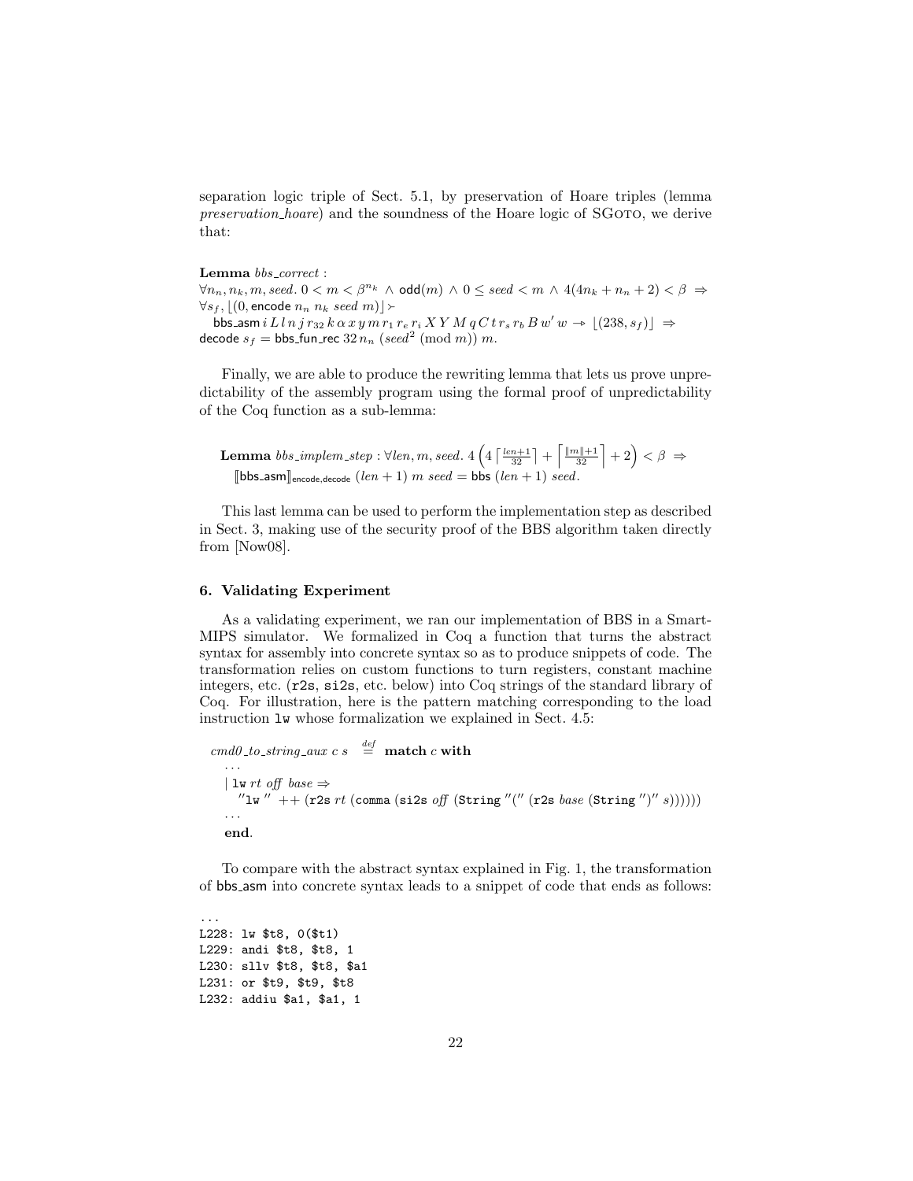separation logic triple of Sect. 5.1, by preservation of Hoare triples (lemma *preservation_hoare*) and the soundness of the Hoare logic of SGoto, we derive that:

**Lemma** *bbs_correct* :
$\forall n_n, n_k, m, seed.\ 0 < m < \beta^{n_k} \wedge \mathsf{odd}(m) \wedge 0 \leq seed < m \wedge 4(4n_k + n_n + 2) < \beta \Rightarrow$
$\forall s_f, \lfloor(0, \mathsf{encode}\ n_n\ n_k\ seed\ m)\rfloor \succ$
$\quad \mathsf{bbs\_asm}\ i\ L\ l\ n\ j\ r_{32}\ k\ \alpha\ x\ y\ m\ r_1\ r_e\ r_i\ X\ Y\ M\ q\ C\ t\ r_s\ r_b\ B\ w'\ w \twoheadrightarrow \lfloor(238, s_f)\rfloor \Rightarrow$
$\mathsf{decode}\ s_f = \mathsf{bbs\_fun\_rec}\ 32\, n_n\ (seed^2 \pmod{m})\ m.$

Finally, we are able to produce the rewriting lemma that lets us prove unpredictability of the assembly program using the formal proof of unpredictability of the Coq function as a sub-lemma:

**Lemma** *bbs_implem_step* : $\forall len, m, seed.\ 4\left(4\left\lceil\frac{len+1}{32}\right\rceil + \left\lceil\frac{\|m\|+1}{32}\right\rceil + 2\right) < \beta \Rightarrow$
$\quad [\![\mathsf{bbs\_asm}]\!]_{\mathsf{encode},\mathsf{decode}}\ (len+1)\ m\ seed = \mathsf{bbs}\ (len+1)\ seed.$

This last lemma can be used to perform the implementation step as described in Sect. 3, making use of the security proof of the BBS algorithm taken directly from [Now08].

### 6. Validating Experiment

As a validating experiment, we ran our implementation of BBS in a Smart-MIPS simulator. We formalized in Coq a function that turns the abstract syntax for assembly into concrete syntax so as to produce snippets of code. The transformation relies on custom functions to turn registers, constant machine integers, etc. (`r2s`, `si2s`, etc. below) into Coq strings of the standard library of Coq. For illustration, here is the pattern matching corresponding to the load instruction `lw` whose formalization we explained in Sect. 4.5:

```
cmd0_to_string_aux c s  =def  match c with
  ...
  | lw rt off base =>
    "lw " ++ (r2s rt (comma (si2s off (String "(" (r2s base (String ")" s))))))
  ...
  end.
```

To compare with the abstract syntax explained in Fig. 1, the transformation of bbs_asm into concrete syntax leads to a snippet of code that ends as follows:

```
...
L228: lw $t8, 0($t1)
L229: andi $t8, $t8, 1
L230: sllv $t8, $t8, $a1
L231: or $t9, $t9, $t8
L232: addiu $a1, $a1, 1
```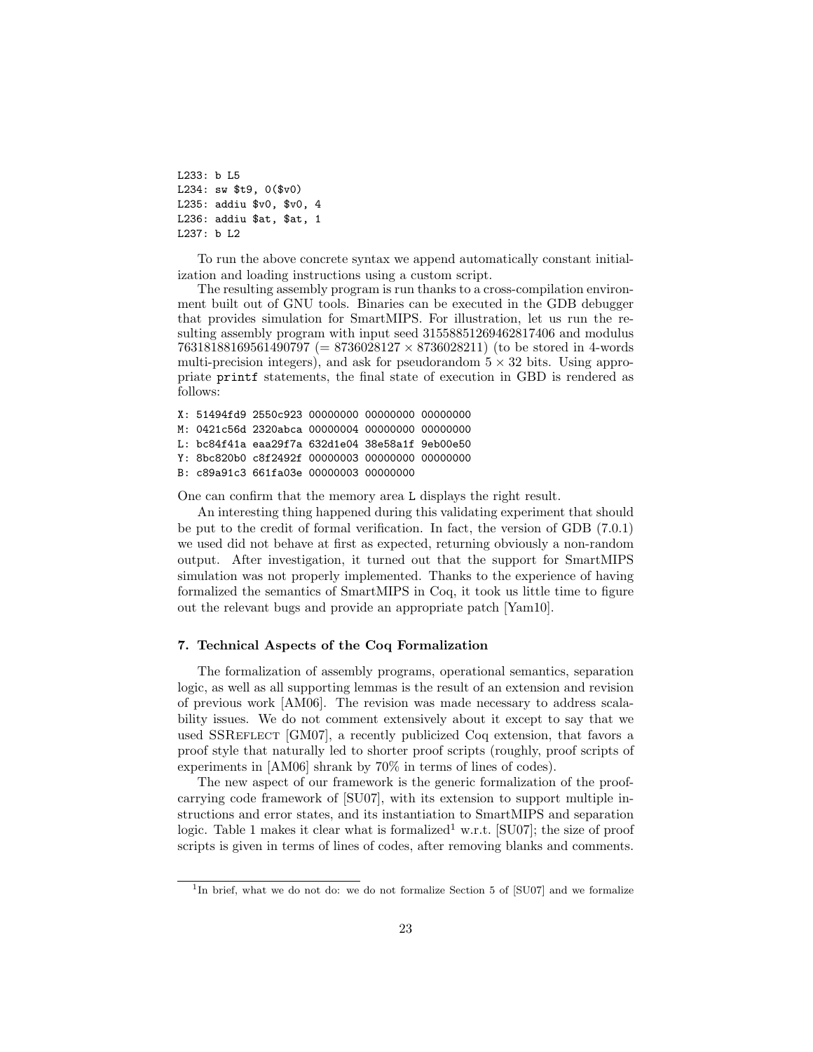```
L233: b L5
L234: sw $t9, 0($v0)
L235: addiu $v0, $v0, 4
L236: addiu $at, $at, 1
L237: b L2
```

To run the above concrete syntax we append automatically constant initialization and loading instructions using a custom script.

The resulting assembly program is run thanks to a cross-compilation environment built out of GNU tools. Binaries can be executed in the GDB debugger that provides simulation for SmartMIPS. For illustration, let us run the resulting assembly program with input seed 31558851269462817406 and modulus 76318188169561490797 ($= 8736028127 \times 8736028211$) (to be stored in 4-words multi-precision integers), and ask for pseudorandom $5 \times 32$ bits. Using appropriate `printf` statements, the final state of execution in GBD is rendered as follows:

```
X: 51494fd9 2550c923 00000000 00000000 00000000
M: 0421c56d 2320abca 00000004 00000000 00000000
L: bc84f41a eaa29f7a 632d1e04 38e58a1f 9eb00e50
Y: 8bc820b0 c8f2492f 00000003 00000000 00000000
B: c89a91c3 661fa03e 00000003 00000000
```

One can confirm that the memory area `L` displays the right result.

An interesting thing happened during this validating experiment that should be put to the credit of formal verification. In fact, the version of GDB (7.0.1) we used did not behave at first as expected, returning obviously a non-random output. After investigation, it turned out that the support for SmartMIPS simulation was not properly implemented. Thanks to the experience of having formalized the semantics of SmartMIPS in Coq, it took us little time to figure out the relevant bugs and provide an appropriate patch [Yam10].

### 7. Technical Aspects of the Coq Formalization

The formalization of assembly programs, operational semantics, separation logic, as well as all supporting lemmas is the result of an extension and revision of previous work [AM06]. The revision was made necessary to address scalability issues. We do not comment extensively about it except to say that we used SSReflect [GM07], a recently publicized Coq extension, that favors a proof style that naturally led to shorter proof scripts (roughly, proof scripts of experiments in [AM06] shrank by 70% in terms of lines of codes).

The new aspect of our framework is the generic formalization of the proof-carrying code framework of [SU07], with its extension to support multiple instructions and error states, and its instantiation to SmartMIPS and separation logic. Table 1 makes it clear what is formalized[1] w.r.t. [SU07]; the size of proof scripts is given in terms of lines of codes, after removing blanks and comments.

[1] In brief, what we do not do: we do not formalize Section 5 of [SU07] and we formalize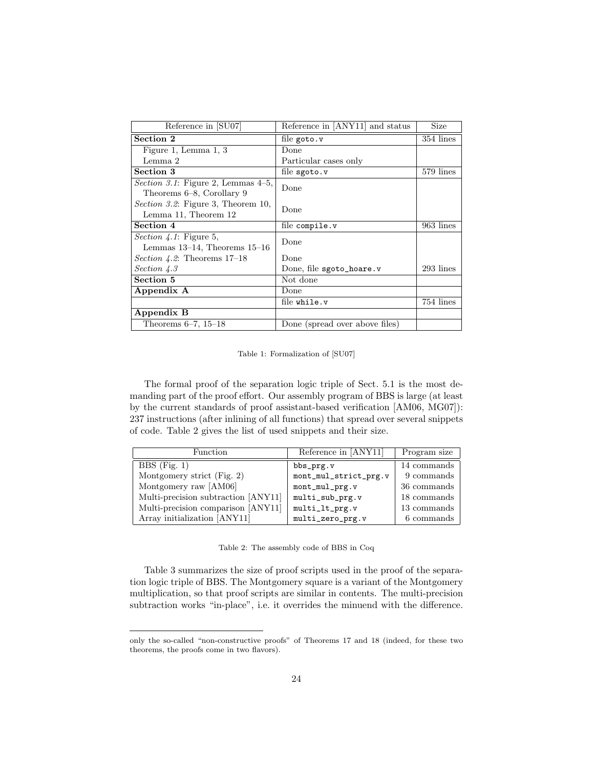| Reference in [SU07] | Reference in [ANY11] and status | Size |
|---|---|---|
| **Section 2** | file `goto.v` | 354 lines |
| Figure 1, Lemma 1, 3 | Done | |
| Lemma 2 | Particular cases only | |
| **Section 3** | file `sgoto.v` | 579 lines |
| *Section 3.1*: Figure 2, Lemmas 4–5, Theorems 6–8, Corollary 9 | Done | |
| *Section 3.2*: Figure 3, Theorem 10, Lemma 11, Theorem 12 | Done | |
| **Section 4** | file `compile.v` | 963 lines |
| *Section 4.1*: Figure 5, Lemmas 13–14, Theorems 15–16 | Done | |
| *Section 4.2*: Theorems 17–18 | Done | |
| *Section 4.3* | Done, file `sgoto_hoare.v` | 293 lines |
| **Section 5** | Not done | |
| **Appendix A** | Done | |
| | file `while.v` | 754 lines |
| **Appendix B** | | |
| Theorems 6–7, 15–18 | Done (spread over above files) | |

Table 1: Formalization of [SU07]

The formal proof of the separation logic triple of Sect. 5.1 is the most demanding part of the proof effort. Our assembly program of BBS is large (at least by the current standards of proof assistant-based verification [AM06, MG07]): 237 instructions (after inlining of all functions) that spread over several snippets of code. Table 2 gives the list of used snippets and their size.

| Function | Reference in [ANY11] | Program size |
|---|---|---|
| BBS (Fig. 1) | `bbs_prg.v` | 14 commands |
| Montgomery strict (Fig. 2) | `mont_mul_strict_prg.v` | 9 commands |
| Montgomery raw [AM06] | `mont_mul_prg.v` | 36 commands |
| Multi-precision subtraction [ANY11] | `multi_sub_prg.v` | 18 commands |
| Multi-precision comparison [ANY11] | `multi_lt_prg.v` | 13 commands |
| Array initialization [ANY11] | `multi_zero_prg.v` | 6 commands |

Table 2: The assembly code of BBS in Coq

Table 3 summarizes the size of proof scripts used in the proof of the separation logic triple of BBS. The Montgomery square is a variant of the Montgomery multiplication, so that proof scripts are similar in contents. The multi-precision subtraction works "in-place", i.e. it overrides the minuend with the difference.

---

only the so-called "non-constructive proofs" of Theorems 17 and 18 (indeed, for these two theorems, the proofs come in two flavors).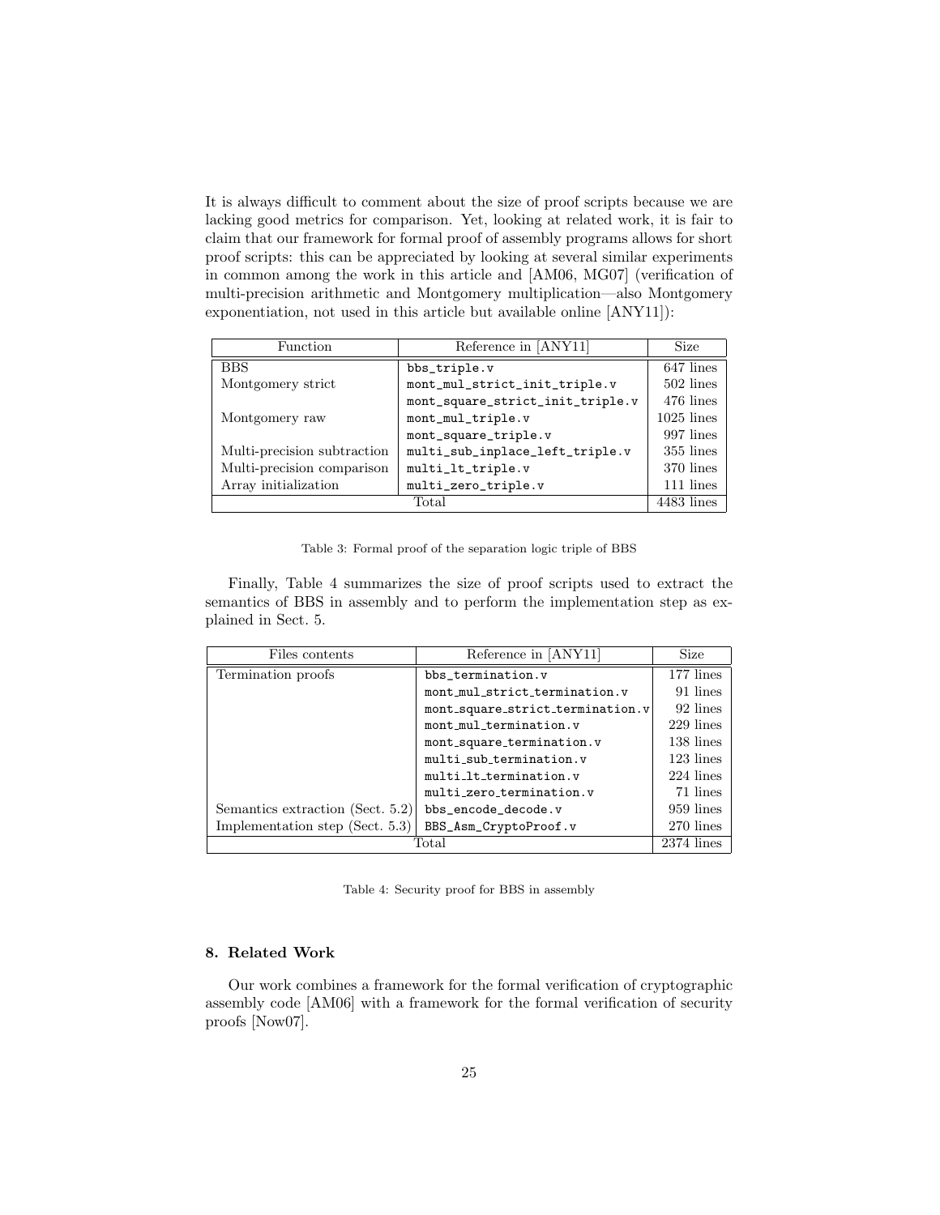It is always difficult to comment about the size of proof scripts because we are lacking good metrics for comparison. Yet, looking at related work, it is fair to claim that our framework for formal proof of assembly programs allows for short proof scripts: this can be appreciated by looking at several similar experiments in common among the work in this article and [AM06, MG07] (verification of multi-precision arithmetic and Montgomery multiplication—also Montgomery exponentiation, not used in this article but available online [ANY11]):

| Function | Reference in [ANY11] | Size |
|---|---|---|
| BBS | `bbs_triple.v` | 647 lines |
| Montgomery strict | `mont_mul_strict_init_triple.v` | 502 lines |
| | `mont_square_strict_init_triple.v` | 476 lines |
| Montgomery raw | `mont_mul_triple.v` | 1025 lines |
| | `mont_square_triple.v` | 997 lines |
| Multi-precision subtraction | `multi_sub_inplace_left_triple.v` | 355 lines |
| Multi-precision comparison | `multi_lt_triple.v` | 370 lines |
| Array initialization | `multi_zero_triple.v` | 111 lines |
| Total | | 4483 lines |

Table 3: Formal proof of the separation logic triple of BBS

Finally, Table 4 summarizes the size of proof scripts used to extract the semantics of BBS in assembly and to perform the implementation step as explained in Sect. 5.

| Files contents | Reference in [ANY11] | Size |
|---|---|---|
| Termination proofs | `bbs_termination.v` | 177 lines |
| | `mont_mul_strict_termination.v` | 91 lines |
| | `mont_square_strict_termination.v` | 92 lines |
| | `mont_mul_termination.v` | 229 lines |
| | `mont_square_termination.v` | 138 lines |
| | `multi_sub_termination.v` | 123 lines |
| | `multi_lt_termination.v` | 224 lines |
| | `multi_zero_termination.v` | 71 lines |
| Semantics extraction (Sect. 5.2) | `bbs_encode_decode.v` | 959 lines |
| Implementation step (Sect. 5.3) | `BBS_Asm_CryptoProof.v` | 270 lines |
| Total | | 2374 lines |

Table 4: Security proof for BBS in assembly

## 8. Related Work

Our work combines a framework for the formal verification of cryptographic assembly code [AM06] with a framework for the formal verification of security proofs [Now07].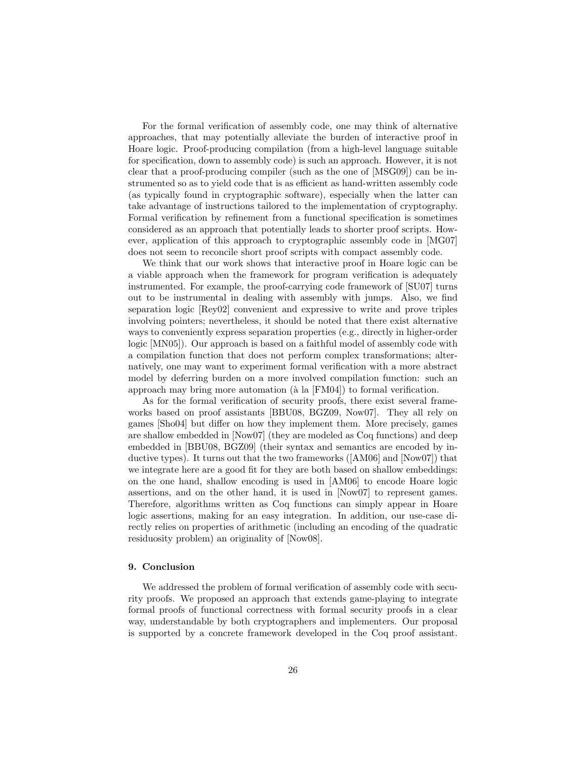For the formal verification of assembly code, one may think of alternative approaches, that may potentially alleviate the burden of interactive proof in Hoare logic. Proof-producing compilation (from a high-level language suitable for specification, down to assembly code) is such an approach. However, it is not clear that a proof-producing compiler (such as the one of [MSG09]) can be instrumented so as to yield code that is as efficient as hand-written assembly code (as typically found in cryptographic software), especially when the latter can take advantage of instructions tailored to the implementation of cryptography. Formal verification by refinement from a functional specification is sometimes considered as an approach that potentially leads to shorter proof scripts. However, application of this approach to cryptographic assembly code in [MG07] does not seem to reconcile short proof scripts with compact assembly code.

We think that our work shows that interactive proof in Hoare logic can be a viable approach when the framework for program verification is adequately instrumented. For example, the proof-carrying code framework of [SU07] turns out to be instrumental in dealing with assembly with jumps. Also, we find separation logic [Rey02] convenient and expressive to write and prove triples involving pointers; nevertheless, it should be noted that there exist alternative ways to conveniently express separation properties (e.g., directly in higher-order logic [MN05]). Our approach is based on a faithful model of assembly code with a compilation function that does not perform complex transformations; alternatively, one may want to experiment formal verification with a more abstract model by deferring burden on a more involved compilation function: such an approach may bring more automation (à la [FM04]) to formal verification.

As for the formal verification of security proofs, there exist several frameworks based on proof assistants [BBU08, BGZ09, Now07]. They all rely on games [Sho04] but differ on how they implement them. More precisely, games are shallow embedded in [Now07] (they are modeled as Coq functions) and deep embedded in [BBU08, BGZ09] (their syntax and semantics are encoded by inductive types). It turns out that the two frameworks ([AM06] and [Now07]) that we integrate here are a good fit for they are both based on shallow embeddings: on the one hand, shallow encoding is used in [AM06] to encode Hoare logic assertions, and on the other hand, it is used in [Now07] to represent games. Therefore, algorithms written as Coq functions can simply appear in Hoare logic assertions, making for an easy integration. In addition, our use-case directly relies on properties of arithmetic (including an encoding of the quadratic residuosity problem) an originality of [Now08].

## 9. Conclusion

We addressed the problem of formal verification of assembly code with security proofs. We proposed an approach that extends game-playing to integrate formal proofs of functional correctness with formal security proofs in a clear way, understandable by both cryptographers and implementers. Our proposal is supported by a concrete framework developed in the Coq proof assistant.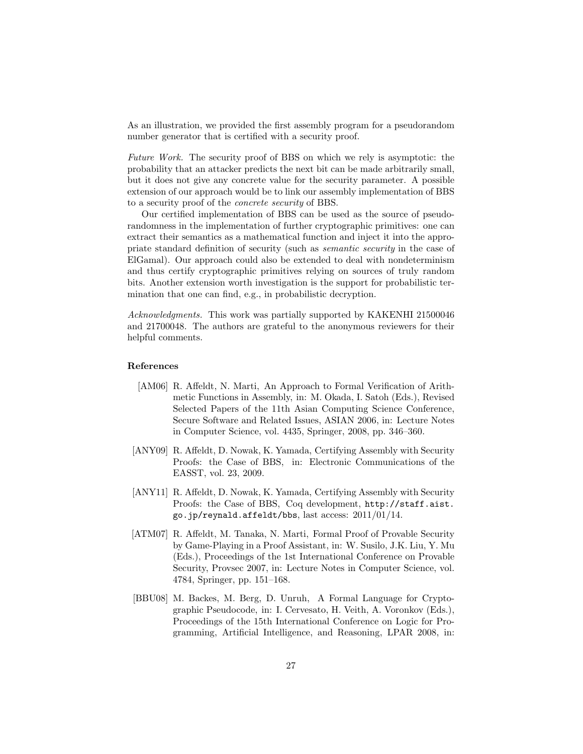As an illustration, we provided the first assembly program for a pseudorandom number generator that is certified with a security proof.

*Future Work.* The security proof of BBS on which we rely is asymptotic: the probability that an attacker predicts the next bit can be made arbitrarily small, but it does not give any concrete value for the security parameter. A possible extension of our approach would be to link our assembly implementation of BBS to a security proof of the *concrete security* of BBS.

Our certified implementation of BBS can be used as the source of pseudorandomness in the implementation of further cryptographic primitives: one can extract their semantics as a mathematical function and inject it into the appropriate standard definition of security (such as *semantic security* in the case of ElGamal). Our approach could also be extended to deal with nondeterminism and thus certify cryptographic primitives relying on sources of truly random bits. Another extension worth investigation is the support for probabilistic termination that one can find, e.g., in probabilistic decryption.

*Acknowledgments.* This work was partially supported by KAKENHI 21500046 and 21700048. The authors are grateful to the anonymous reviewers for their helpful comments.

## References

[AM06] R. Affeldt, N. Marti, An Approach to Formal Verification of Arithmetic Functions in Assembly, in: M. Okada, I. Satoh (Eds.), Revised Selected Papers of the 11th Asian Computing Science Conference, Secure Software and Related Issues, ASIAN 2006, in: Lecture Notes in Computer Science, vol. 4435, Springer, 2008, pp. 346–360.

[ANY09] R. Affeldt, D. Nowak, K. Yamada, Certifying Assembly with Security Proofs: the Case of BBS, in: Electronic Communications of the EASST, vol. 23, 2009.

[ANY11] R. Affeldt, D. Nowak, K. Yamada, Certifying Assembly with Security Proofs: the Case of BBS, Coq development, `http://staff.aist.go.jp/reynald.affeldt/bbs`, last access: 2011/01/14.

[ATM07] R. Affeldt, M. Tanaka, N. Marti, Formal Proof of Provable Security by Game-Playing in a Proof Assistant, in: W. Susilo, J.K. Liu, Y. Mu (Eds.), Proceedings of the 1st International Conference on Provable Security, Provsec 2007, in: Lecture Notes in Computer Science, vol. 4784, Springer, pp. 151–168.

[BBU08] M. Backes, M. Berg, D. Unruh, A Formal Language for Cryptographic Pseudocode, in: I. Cervesato, H. Veith, A. Voronkov (Eds.), Proceedings of the 15th International Conference on Logic for Programming, Artificial Intelligence, and Reasoning, LPAR 2008, in: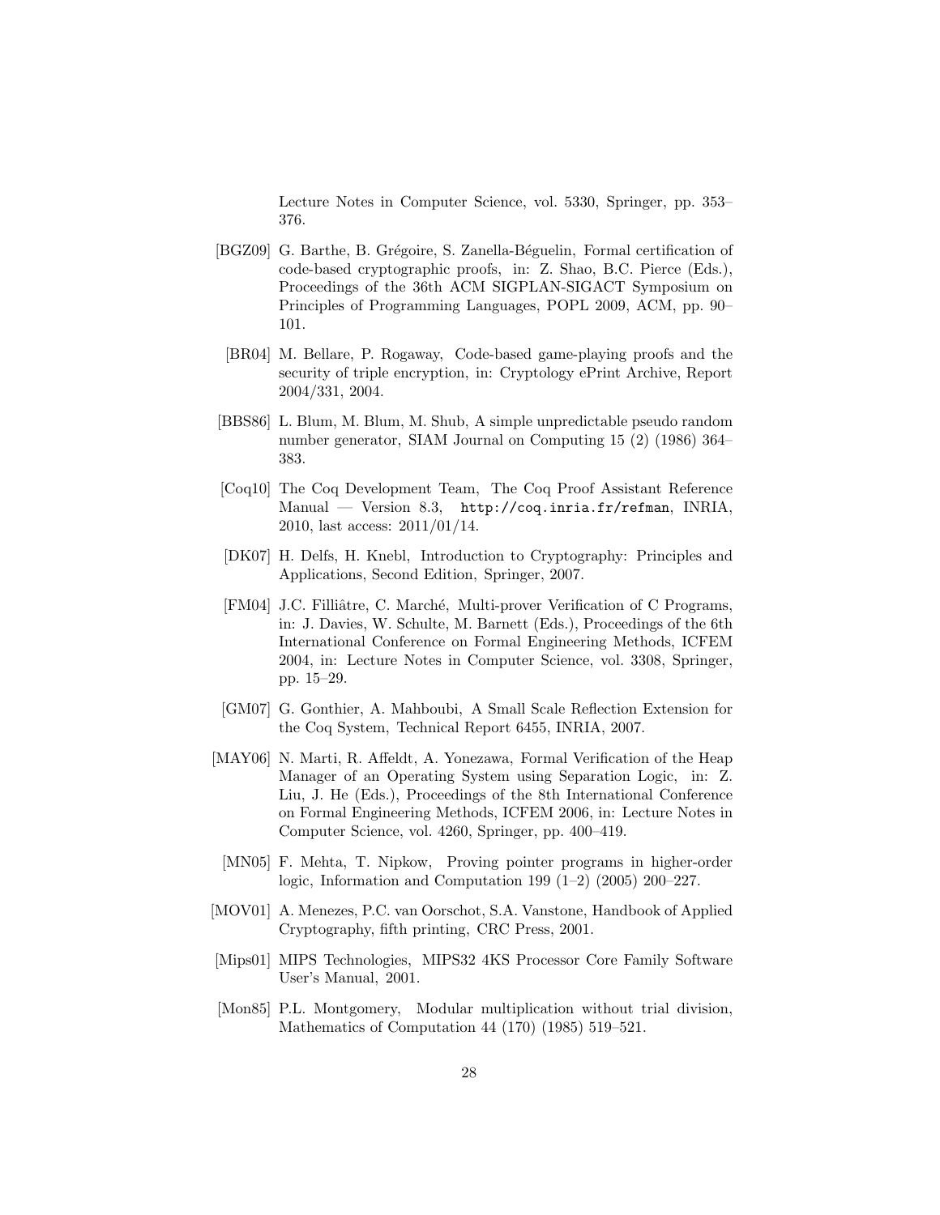Lecture Notes in Computer Science, vol. 5330, Springer, pp. 353–376.

[BGZ09] G. Barthe, B. Grégoire, S. Zanella-Béguelin, Formal certification of code-based cryptographic proofs, in: Z. Shao, B.C. Pierce (Eds.), Proceedings of the 36th ACM SIGPLAN-SIGACT Symposium on Principles of Programming Languages, POPL 2009, ACM, pp. 90–101.

[BR04] M. Bellare, P. Rogaway, Code-based game-playing proofs and the security of triple encryption, in: Cryptology ePrint Archive, Report 2004/331, 2004.

[BBS86] L. Blum, M. Blum, M. Shub, A simple unpredictable pseudo random number generator, SIAM Journal on Computing 15 (2) (1986) 364–383.

[Coq10] The Coq Development Team, The Coq Proof Assistant Reference Manual — Version 8.3, `http://coq.inria.fr/refman`, INRIA, 2010, last access: 2011/01/14.

[DK07] H. Delfs, H. Knebl, Introduction to Cryptography: Principles and Applications, Second Edition, Springer, 2007.

[FM04] J.C. Filliâtre, C. Marché, Multi-prover Verification of C Programs, in: J. Davies, W. Schulte, M. Barnett (Eds.), Proceedings of the 6th International Conference on Formal Engineering Methods, ICFEM 2004, in: Lecture Notes in Computer Science, vol. 3308, Springer, pp. 15–29.

[GM07] G. Gonthier, A. Mahboubi, A Small Scale Reflection Extension for the Coq System, Technical Report 6455, INRIA, 2007.

[MAY06] N. Marti, R. Affeldt, A. Yonezawa, Formal Verification of the Heap Manager of an Operating System using Separation Logic, in: Z. Liu, J. He (Eds.), Proceedings of the 8th International Conference on Formal Engineering Methods, ICFEM 2006, in: Lecture Notes in Computer Science, vol. 4260, Springer, pp. 400–419.

[MN05] F. Mehta, T. Nipkow, Proving pointer programs in higher-order logic, Information and Computation 199 (1–2) (2005) 200–227.

[MOV01] A. Menezes, P.C. van Oorschot, S.A. Vanstone, Handbook of Applied Cryptography, fifth printing, CRC Press, 2001.

[Mips01] MIPS Technologies, MIPS32 4KS Processor Core Family Software User's Manual, 2001.

[Mon85] P.L. Montgomery, Modular multiplication without trial division, Mathematics of Computation 44 (170) (1985) 519–521.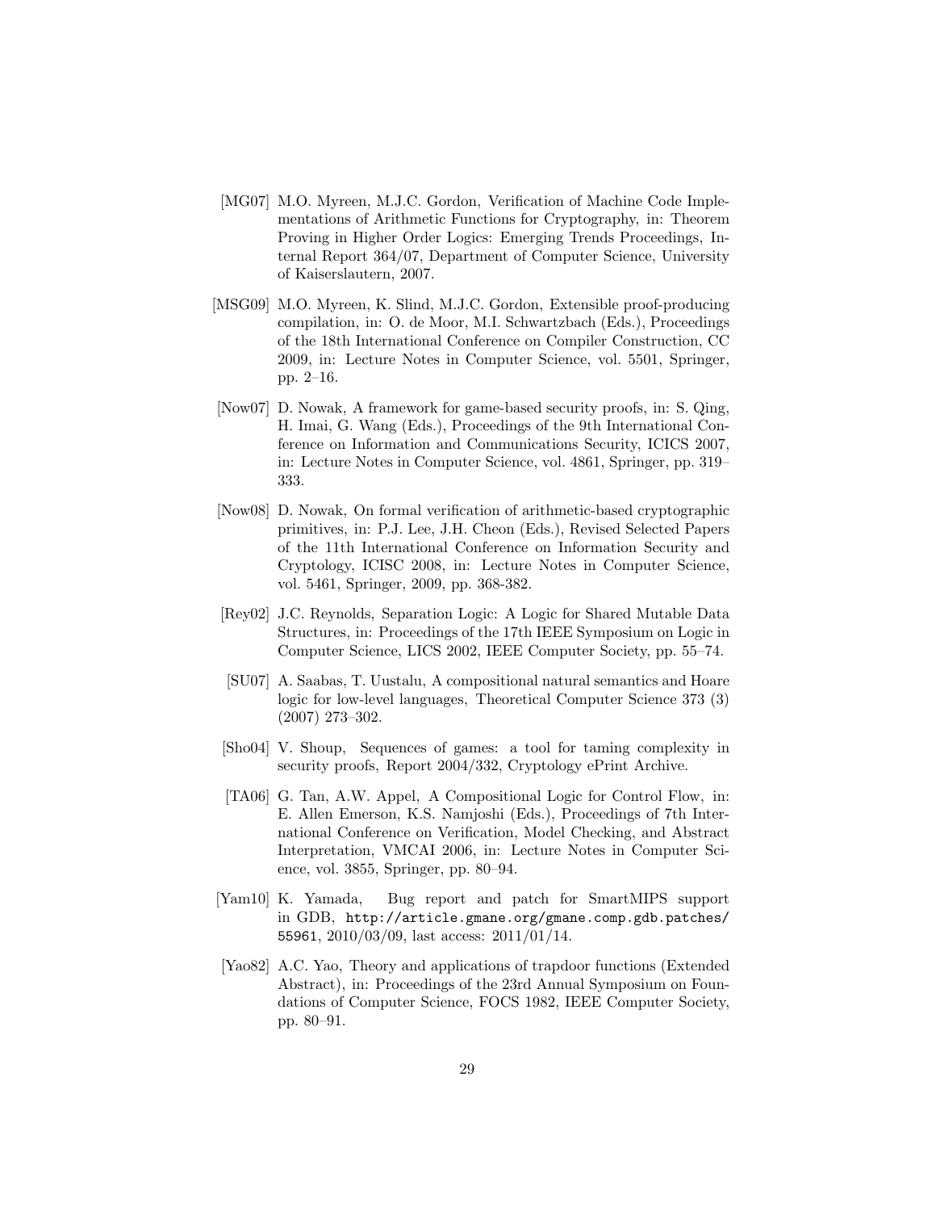[MG07] M.O. Myreen, M.J.C. Gordon, Verification of Machine Code Implementations of Arithmetic Functions for Cryptography, in: Theorem Proving in Higher Order Logics: Emerging Trends Proceedings, Internal Report 364/07, Department of Computer Science, University of Kaiserslautern, 2007.

[MSG09] M.O. Myreen, K. Slind, M.J.C. Gordon, Extensible proof-producing compilation, in: O. de Moor, M.I. Schwartzbach (Eds.), Proceedings of the 18th International Conference on Compiler Construction, CC 2009, in: Lecture Notes in Computer Science, vol. 5501, Springer, pp. 2–16.

[Now07] D. Nowak, A framework for game-based security proofs, in: S. Qing, H. Imai, G. Wang (Eds.), Proceedings of the 9th International Conference on Information and Communications Security, ICICS 2007, in: Lecture Notes in Computer Science, vol. 4861, Springer, pp. 319–333.

[Now08] D. Nowak, On formal verification of arithmetic-based cryptographic primitives, in: P.J. Lee, J.H. Cheon (Eds.), Revised Selected Papers of the 11th International Conference on Information Security and Cryptology, ICISC 2008, in: Lecture Notes in Computer Science, vol. 5461, Springer, 2009, pp. 368-382.

[Rey02] J.C. Reynolds, Separation Logic: A Logic for Shared Mutable Data Structures, in: Proceedings of the 17th IEEE Symposium on Logic in Computer Science, LICS 2002, IEEE Computer Society, pp. 55–74.

[SU07] A. Saabas, T. Uustalu, A compositional natural semantics and Hoare logic for low-level languages, Theoretical Computer Science 373 (3) (2007) 273–302.

[Sho04] V. Shoup, Sequences of games: a tool for taming complexity in security proofs, Report 2004/332, Cryptology ePrint Archive.

[TA06] G. Tan, A.W. Appel, A Compositional Logic for Control Flow, in: E. Allen Emerson, K.S. Namjoshi (Eds.), Proceedings of 7th International Conference on Verification, Model Checking, and Abstract Interpretation, VMCAI 2006, in: Lecture Notes in Computer Science, vol. 3855, Springer, pp. 80–94.

[Yam10] K. Yamada, Bug report and patch for SmartMIPS support in GDB, http://article.gmane.org/gmane.comp.gdb.patches/55961, 2010/03/09, last access: 2011/01/14.

[Yao82] A.C. Yao, Theory and applications of trapdoor functions (Extended Abstract), in: Proceedings of the 23rd Annual Symposium on Foundations of Computer Science, FOCS 1982, IEEE Computer Society, pp. 80–91.